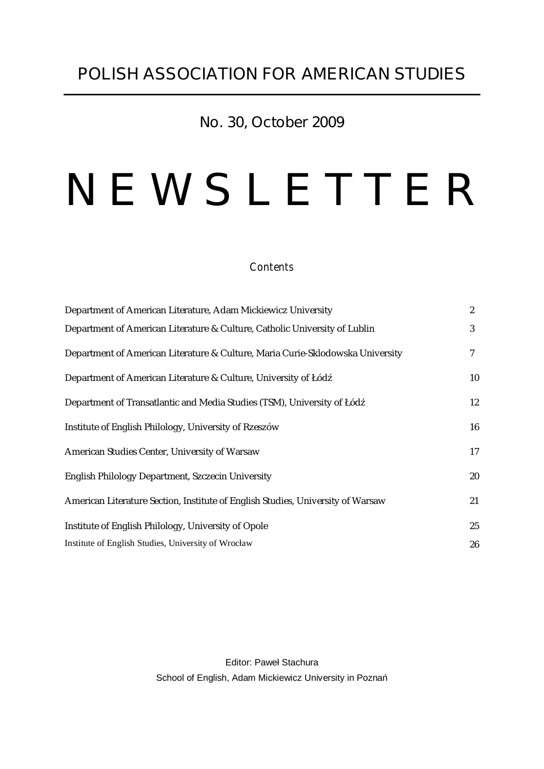# POLISH ASSOCIATION FOR AMERICAN STUDIES

## No. 30, October 2009

# N E W S L E T T E R

### Contents

| | |
|---|---|
| Department of American Literature, Adam Mickiewicz University | 2 |
| Department of American Literature & Culture, Catholic University of Lublin | 3 |
| Department of American Literature & Culture, Maria Curie-Sklodowska University | 7 |
| Department of American Literature & Culture, University of Łódź | 10 |
| Department of Transatlantic and Media Studies (TSM), University of Łódź | 12 |
| Institute of English Philology, University of Rzeszów | 16 |
| American Studies Center, University of Warsaw | 17 |
| English Philology Department, Szczecin University | 20 |
| American Literature Section, Institute of English Studies, University of Warsaw | 21 |
| Institute of English Philology, University of Opole | 25 |
| Institute of English Studies, University of Wrocław | 26 |

Editor: Paweł Stachura

School of English, Adam Mickiewicz University in Poznań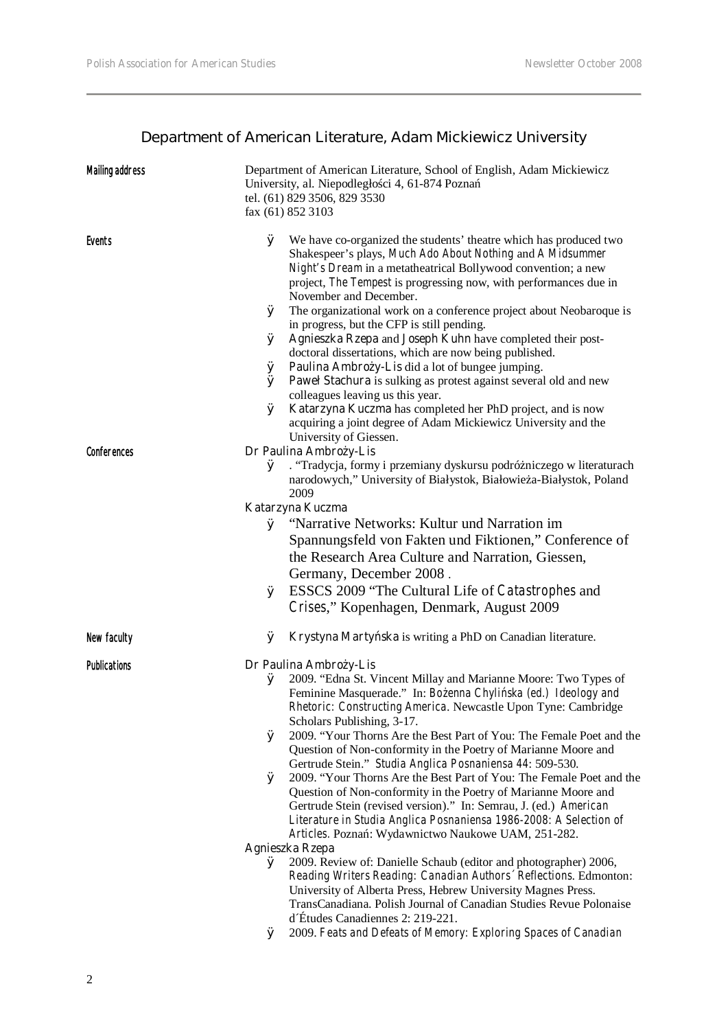## Department of American Literature, Adam Mickiewicz University

**Mailing address**

Department of American Literature, School of English, Adam Mickiewicz University, al. Niepodległości 4, 61-874 Poznań
tel. (61) 829 3506, 829 3530
fax (61) 852 3103

**Events**

- We have co-organized the students' theatre which has produced two Shakespeer's plays, *Much Ado About Nothing* and *A Midsummer Night's Dream* in a metatheatrical Bollywood convention; a new project, *The Tempest* is progressing now, with performances due in November and December.
- The organizational work on a conference project about Neobaroque is in progress, but the CFP is still pending.
- Agnieszka Rzepa and Joseph Kuhn have completed their post-doctoral dissertations, which are now being published.
- Paulina Ambroży-Lis did a lot of bungee jumping.
- Paweł Stachura is sulking as protest against several old and new colleagues leaving us this year.
- Katarzyna Kuczma has completed her PhD project, and is now acquiring a joint degree of Adam Mickiewicz University and the University of Giessen.

**Conferences**

Dr Paulina Ambroży-Lis

- . "Tradycja, formy i przemiany dyskursu podróżniczego w literaturach narodowych," University of Białystok, Białowieża-Białystok, Poland 2009

Katarzyna Kuczma

- "Narrative Networks: Kultur und Narration im Spannungsfeld von Fakten und Fiktionen," Conference of the Research Area Culture and Narration, Giessen, Germany, December 2008 .
- ESSCS 2009 "The Cultural Life of *Catastrophes* and *Crises*," Kopenhagen, Denmark, August 2009

**New faculty**

- Krystyna Martyńska is writing a PhD on Canadian literature.

**Publications**

Dr Paulina Ambroży-Lis

- 2009. "Edna St. Vincent Millay and Marianne Moore: Two Types of Feminine Masquerade." In: Bożenna Chylińska (ed.) *Ideology and Rhetoric: Constructing America*. Newcastle Upon Tyne: Cambridge Scholars Publishing, 3-17.
- 2009. "Your Thorns Are the Best Part of You: The Female Poet and the Question of Non-conformity in the Poetry of Marianne Moore and Gertrude Stein." *Studia Anglica Posnaniensa 44*: 509-530.
- 2009. "Your Thorns Are the Best Part of You: The Female Poet and the Question of Non-conformity in the Poetry of Marianne Moore and Gertrude Stein (revised version)." In: Semrau, J. (ed.) *American Literature in Studia Anglica Posnaniensa 1986-2008: A Selection of Articles*. Poznań: Wydawnictwo Naukowe UAM, 251-282.

Agnieszka Rzepa

- 2009. Review of: Danielle Schaub (editor and photographer) 2006, *Reading Writers Reading: Canadian Authors´ Reflections*. Edmonton: University of Alberta Press, Hebrew University Magnes Press. TransCanadiana. Polish Journal of Canadian Studies Revue Polonaise d´Études Canadiennes 2: 219-221.
- 2009. *Feats and Defeats of Memory: Exploring Spaces of Canadian*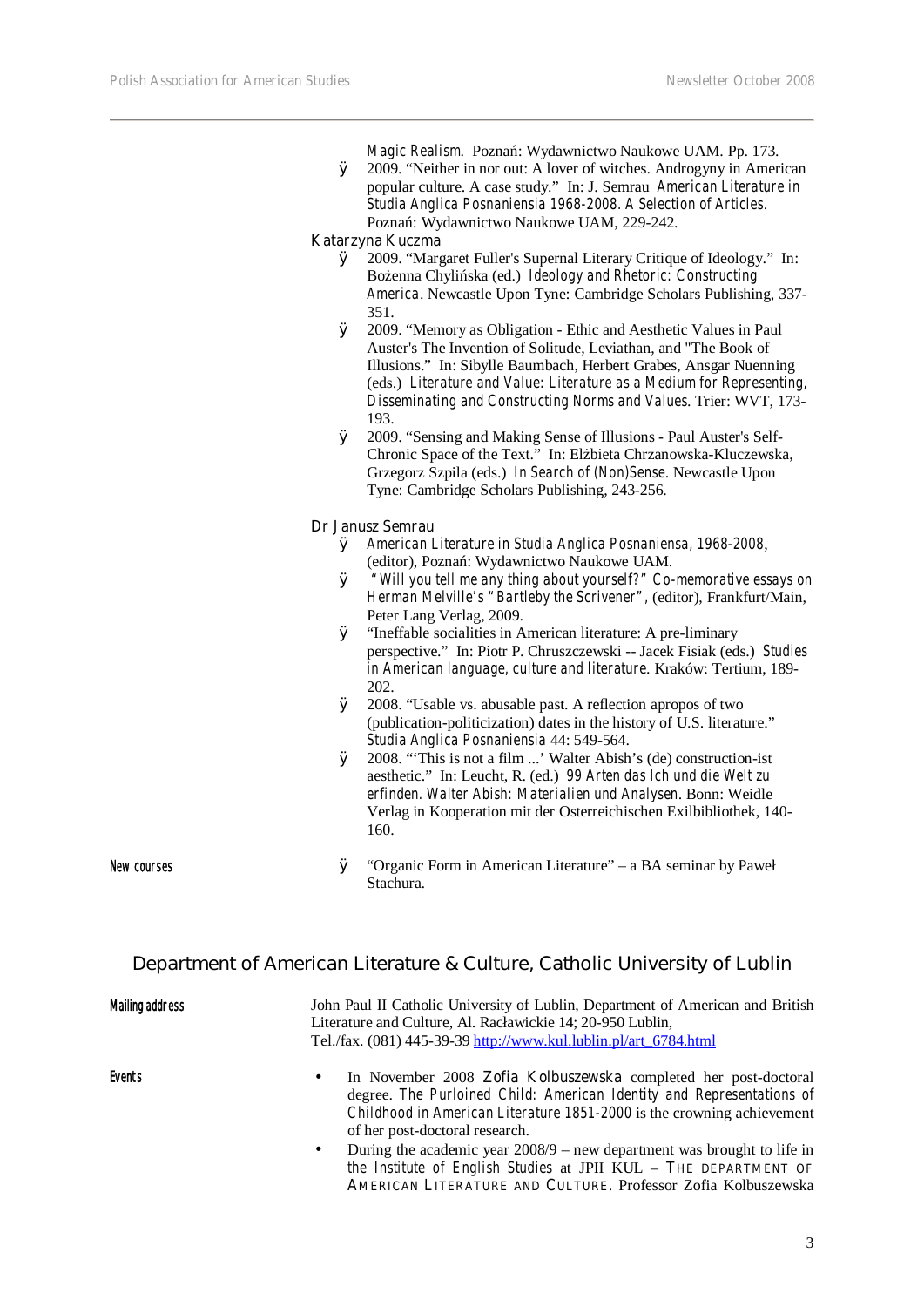*Magic Realism*. Poznań: Wydawnictwo Naukowe UAM. Pp. 173.

- 2009. "Neither in nor out: A lover of witches. Androgyny in American popular culture. A case study." In: J. Semrau *American Literature in Studia Anglica Posnaniensia 1968-2008. A Selection of Articles*. Poznań: Wydawnictwo Naukowe UAM, 229-242.

Katarzyna Kuczma

- 2009. "Margaret Fuller's Supernal Literary Critique of Ideology." In: Bożenna Chylińska (ed.) *Ideology and Rhetoric: Constructing America*. Newcastle Upon Tyne: Cambridge Scholars Publishing, 337-351.
- 2009. "Memory as Obligation - Ethic and Aesthetic Values in Paul Auster's The Invention of Solitude, Leviathan, and "The Book of Illusions." In: Sibylle Baumbach, Herbert Grabes, Ansgar Nuenning (eds.) *Literature and Value: Literature as a Medium for Representing, Disseminating and Constructing Norms and Values*. Trier: WVT, 173-193.
- 2009. "Sensing and Making Sense of Illusions - Paul Auster's Self-Chronic Space of the Text." In: Elżbieta Chrzanowska-Kluczewska, Grzegorz Szpila (eds.) *In Search of (Non)Sense*. Newcastle Upon Tyne: Cambridge Scholars Publishing, 243-256.

Dr Janusz Semrau

- *American Literature in Studia Anglica Posnaniensa, 1968-2008*, (editor), Poznań: Wydawnictwo Naukowe UAM.
- *"Will you tell me any thing about yourself?" Co-memorative essays on Herman Melville's "Bartleby the Scrivener"*, (editor), Frankfurt/Main, Peter Lang Verlag, 2009.
- "Ineffable socialities in American literature: A pre-liminary perspective." In: Piotr P. Chruszczewski -- Jacek Fisiak (eds.) *Studies in American language, culture and literature*. Kraków: Tertium, 189-202.
- 2008. "Usable vs. abusable past. A reflection apropos of two (publication-politicization) dates in the history of U.S. literature." *Studia Anglica Posnaniensia* 44: 549-564.
- 2008. "'This is not a film ...' Walter Abish's (de) construction-ist aesthetic." In: Leucht, R. (ed.) *99 Arten das Ich und die Welt zu erfinden. Walter Abish: Materialien und Analysen*. Bonn: Weidle Verlag in Kooperation mit der Osterreichischen Exilbibliothek, 140-160.

**New courses**

- "Organic Form in American Literature" – a BA seminar by Paweł Stachura.

## Department of American Literature & Culture, Catholic University of Lublin

**Mailing address**

John Paul II Catholic University of Lublin, Department of American and British Literature and Culture, Al. Racławickie 14; 20-950 Lublin,
Tel./fax. (081) 445-39-39 http://www.kul.lublin.pl/art_6784.html

**Events**

- In November 2008 Zofia Kolbuszewska completed her post-doctoral degree. *The Purloined Child: American Identity and Representations of Childhood in American Literature 1851-2000* is the crowning achievement of her post-doctoral research.
- During the academic year 2008/9 – new department was brought to life in the Institute of English Studies at JPII KUL – THE DEPARTMENT OF AMERICAN LITERATURE AND CULTURE. Professor Zofia Kolbuszewska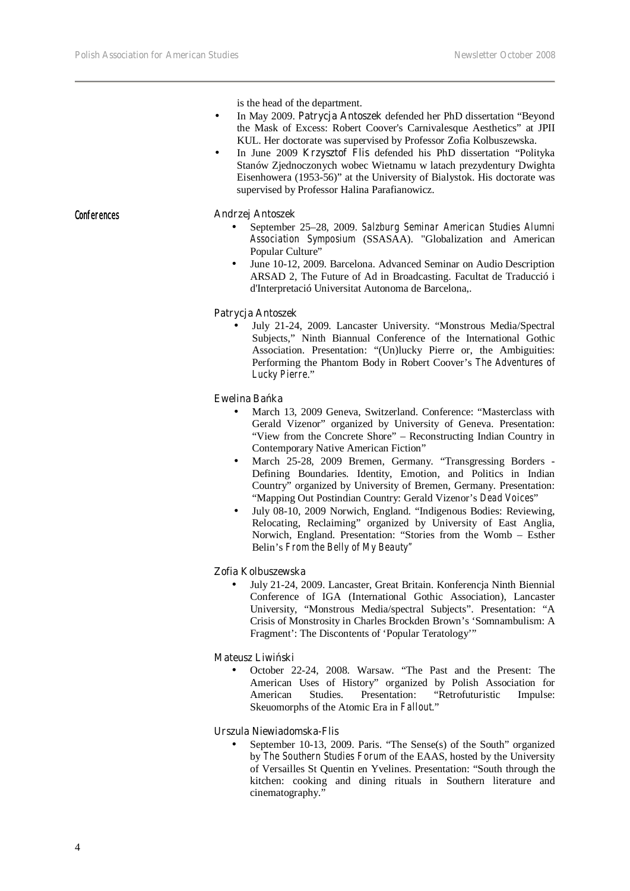is the head of the department.

- In May 2009. Patrycja Antoszek defended her PhD dissertation "Beyond the Mask of Excess: Robert Coover's Carnivalesque Aesthetics" at JPII KUL. Her doctorate was supervised by Professor Zofia Kolbuszewska.
- In June 2009 Krzysztof Flis defended his PhD dissertation "Polityka Stanów Zjednoczonych wobec Wietnamu w latach prezydentury Dwighta Eisenhowera (1953-56)" at the University of Bialystok. His doctorate was supervised by Professor Halina Parafianowicz.

## Conferences

Andrzej Antoszek

- September 25–28, 2009. *Salzburg Seminar American Studies Alumni Association Symposium* (SSASAA). "Globalization and American Popular Culture"
- June 10-12, 2009. Barcelona. Advanced Seminar on Audio Description ARSAD 2, The Future of Ad in Broadcasting. Facultat de Traducció i d'Interpretació Universitat Autonoma de Barcelona,.

Patrycja Antoszek

- July 21-24, 2009. Lancaster University. "Monstrous Media/Spectral Subjects," Ninth Biannual Conference of the International Gothic Association. Presentation: "(Un)lucky Pierre or, the Ambiguities: Performing the Phantom Body in Robert Coover's *The Adventures of Lucky Pierre*."

Ewelina Bańka

- March 13, 2009 Geneva, Switzerland. Conference: "Masterclass with Gerald Vizenor" organized by University of Geneva. Presentation: "View from the Concrete Shore" – Reconstructing Indian Country in Contemporary Native American Fiction"
- March 25-28, 2009 Bremen, Germany. "Transgressing Borders - Defining Boundaries. Identity, Emotion, and Politics in Indian Country" organized by University of Bremen, Germany. Presentation: "Mapping Out Postindian Country: Gerald Vizenor's *Dead Voices*"
- July 08-10, 2009 Norwich, England. "Indigenous Bodies: Reviewing, Relocating, Reclaiming" organized by University of East Anglia, Norwich, England. Presentation: "Stories from the Womb – Esther Belin's *From the Belly of My Beauty*"

Zofia Kolbuszewska

- July 21-24, 2009. Lancaster, Great Britain. Konferencja Ninth Biennial Conference of IGA (International Gothic Association), Lancaster University, "Monstrous Media/spectral Subjects". Presentation: "A Crisis of Monstrosity in Charles Brockden Brown's 'Somnambulism: A Fragment': The Discontents of 'Popular Teratology'"

Mateusz Liwiński

- October 22-24, 2008. Warsaw. "The Past and the Present: The American Uses of History" organized by Polish Association for American Studies. Presentation: "Retrofuturistic Impulse: Skeuomorphs of the Atomic Era in *Fallout*."

Urszula Niewiadomska-Flis

- September 10-13, 2009. Paris. "The Sense(s) of the South" organized by *The Southern Studies Forum* of the EAAS, hosted by the University of Versailles St Quentin en Yvelines. Presentation: "South through the kitchen: cooking and dining rituals in Southern literature and cinematography."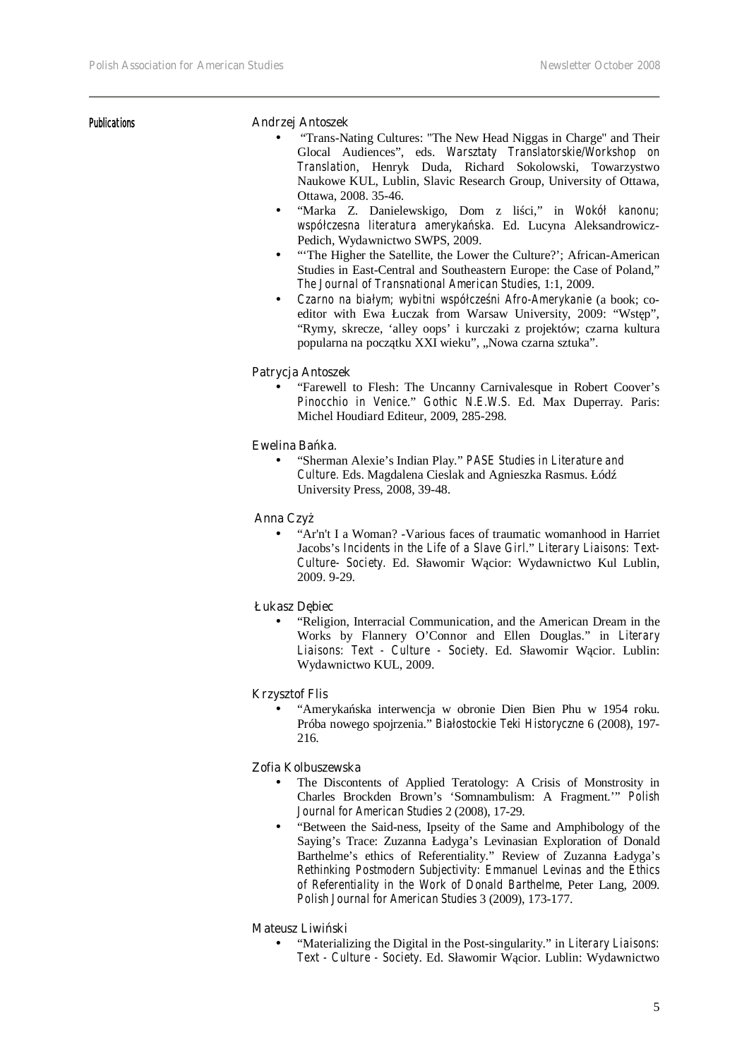## Publications

**Andrzej Antoszek**

- "Trans-Nating Cultures: "The New Head Niggas in Charge" and Their Glocal Audiences", eds. *Warsztaty Translatorskie/Workshop on Translation*, Henryk Duda, Richard Sokolowski, Towarzystwo Naukowe KUL, Lublin, Slavic Research Group, University of Ottawa, Ottawa, 2008. 35-46.
- "Marka Z. Danielewskigo, Dom z liści," in *Wokół kanonu; współczesna literatura amerykańska*. Ed. Lucyna Aleksandrowicz-Pedich, Wydawnictwo SWPS, 2009.
- "'The Higher the Satellite, the Lower the Culture?'; African-American Studies in East-Central and Southeastern Europe: the Case of Poland," *The Journal of Transnational American Studies*, 1:1, 2009.
- *Czarno na białym; wybitni współcześni Afro-Amerykanie* (a book; co-editor with Ewa Łuczak from Warsaw University, 2009: "Wstęp", "Rymy, skrecze, 'alley oops' i kurczaki z projektów; czarna kultura popularna na początku XXI wieku", „Nowa czarna sztuka".

**Patrycja Antoszek**

- "Farewell to Flesh: The Uncanny Carnivalesque in Robert Coover's *Pinocchio in Venice*." *Gothic N.E.W.S.* Ed. Max Duperray. Paris: Michel Houdiard Editeur, 2009, 285-298.

**Ewelina Bańka.**

- "Sherman Alexie's Indian Play." *PASE Studies in Literature and Culture*. Eds. Magdalena Cieslak and Agnieszka Rasmus. Łódź University Press, 2008, 39-48.

**Anna Czyż**

- "Ar'n't I a Woman? -Various faces of traumatic womanhood in Harriet Jacobs's *Incidents in the Life of a Slave Girl*." *Literary Liaisons: Text-Culture- Society*. Ed. Sławomir Wącior: Wydawnictwo Kul Lublin, 2009. 9-29.

**Łukasz Dębiec**

- "Religion, Interracial Communication, and the American Dream in the Works by Flannery O'Connor and Ellen Douglas." in *Literary Liaisons: Text - Culture - Society*. Ed. Sławomir Wącior. Lublin: Wydawnictwo KUL, 2009.

**Krzysztof Flis**

- "Amerykańska interwencja w obronie Dien Bien Phu w 1954 roku. Próba nowego spojrzenia." *Białostockie Teki Historyczne* 6 (2008), 197-216.

**Zofia Kolbuszewska**

- The Discontents of Applied Teratology: A Crisis of Monstrosity in Charles Brockden Brown's 'Somnambulism: A Fragment.'" *Polish Journal for American Studies* 2 (2008), 17-29.
- "Between the Said-ness, Ipseity of the Same and Amphibology of the Saying's Trace: Zuzanna Ładyga's Levinasian Exploration of Donald Barthelme's ethics of Referentiality." Review of Zuzanna Ładyga's *Rethinking Postmodern Subjectivity: Emmanuel Levinas and the Ethics of Referentiality in the Work of Donald Barthelme*, Peter Lang, 2009. *Polish Journal for American Studies* 3 (2009), 173-177.

**Mateusz Liwiński**

- "Materializing the Digital in the Post-singularity." in *Literary Liaisons: Text - Culture - Society*. Ed. Sławomir Wącior. Lublin: Wydawnictwo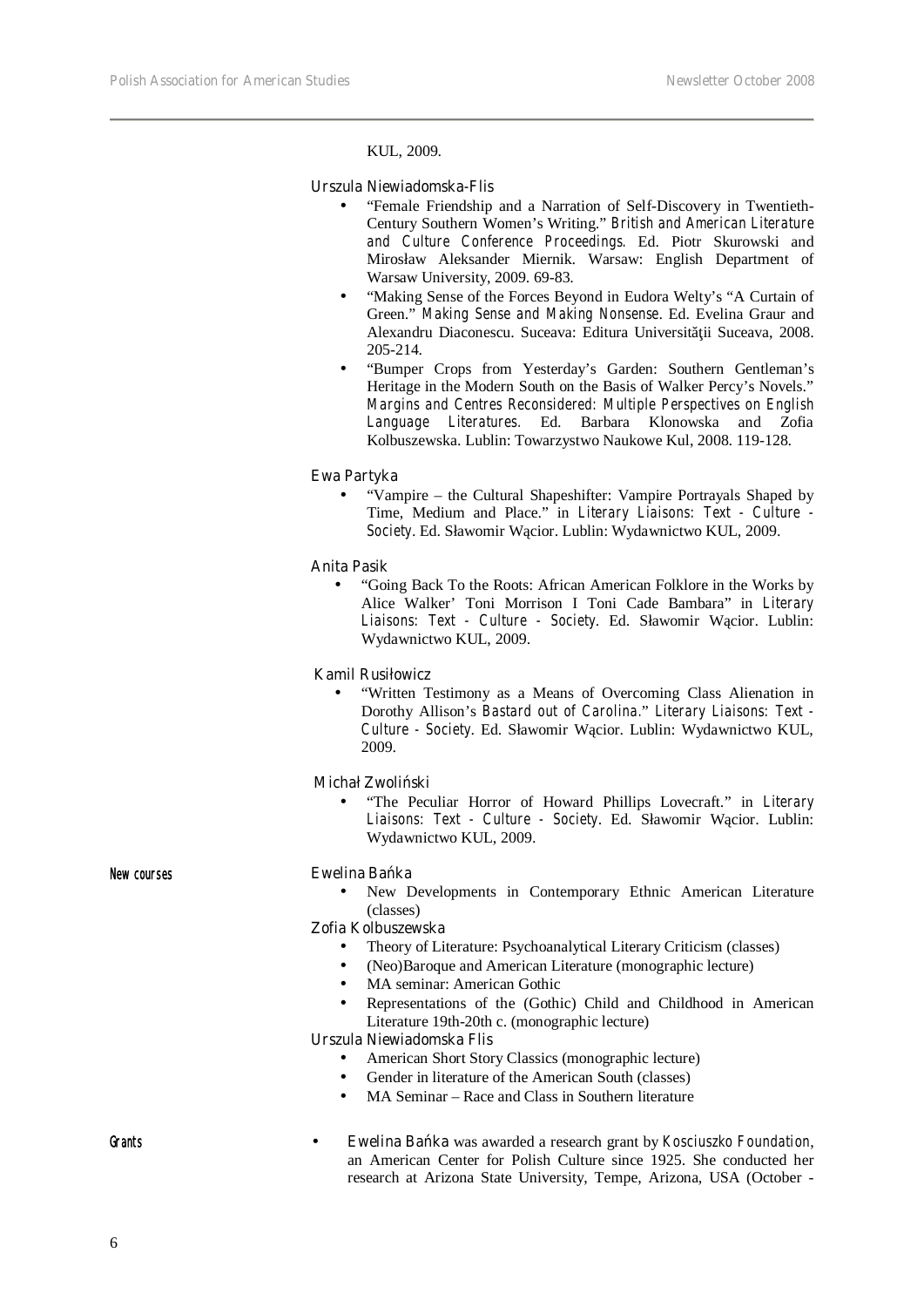KUL, 2009.

Urszula Niewiadomska-Flis

- "Female Friendship and a Narration of Self-Discovery in Twentieth-Century Southern Women's Writing." *British and American Literature and Culture Conference Proceedings*. Ed. Piotr Skurowski and Mirosław Aleksander Miernik. Warsaw: English Department of Warsaw University, 2009. 69-83.
- "Making Sense of the Forces Beyond in Eudora Welty's "A Curtain of Green." *Making Sense and Making Nonsense*. Ed. Evelina Graur and Alexandru Diaconescu. Suceava: Editura Universităţii Suceava, 2008. 205-214.
- "Bumper Crops from Yesterday's Garden: Southern Gentleman's Heritage in the Modern South on the Basis of Walker Percy's Novels." *Margins and Centres Reconsidered: Multiple Perspectives on English Language Literatures*. Ed. Barbara Klonowska and Zofia Kolbuszewska. Lublin: Towarzystwo Naukowe Kul, 2008. 119-128.

Ewa Partyka

- "Vampire – the Cultural Shapeshifter: Vampire Portrayals Shaped by Time, Medium and Place." in *Literary Liaisons: Text - Culture - Society*. Ed. Sławomir Wącior. Lublin: Wydawnictwo KUL, 2009.

Anita Pasik

- "Going Back To the Roots: African American Folklore in the Works by Alice Walker' Toni Morrison I Toni Cade Bambara" in *Literary Liaisons: Text - Culture - Society*. Ed. Sławomir Wącior. Lublin: Wydawnictwo KUL, 2009.

Kamil Rusiłowicz

- "Written Testimony as a Means of Overcoming Class Alienation in Dorothy Allison's *Bastard out of Carolina*." *Literary Liaisons: Text - Culture - Society*. Ed. Sławomir Wącior. Lublin: Wydawnictwo KUL, 2009.

Michał Zwoliński

- "The Peculiar Horror of Howard Phillips Lovecraft." in *Literary Liaisons: Text - Culture - Society*. Ed. Sławomir Wącior. Lublin: Wydawnictwo KUL, 2009.

## New courses

Ewelina Bańka

- New Developments in Contemporary Ethnic American Literature (classes)

Zofia Kolbuszewska

- Theory of Literature: Psychoanalytical Literary Criticism (classes)
- (Neo)Baroque and American Literature (monographic lecture)
- MA seminar: American Gothic
- Representations of the (Gothic) Child and Childhood in American Literature 19th-20th c. (monographic lecture)

Urszula Niewiadomska Flis

- American Short Story Classics (monographic lecture)
- Gender in literature of the American South (classes)
- MA Seminar – Race and Class in Southern literature

## Grants

- Ewelina Bańka was awarded a research grant by Kosciuszko Foundation, an American Center for Polish Culture since 1925. She conducted her research at Arizona State University, Tempe, Arizona, USA (October -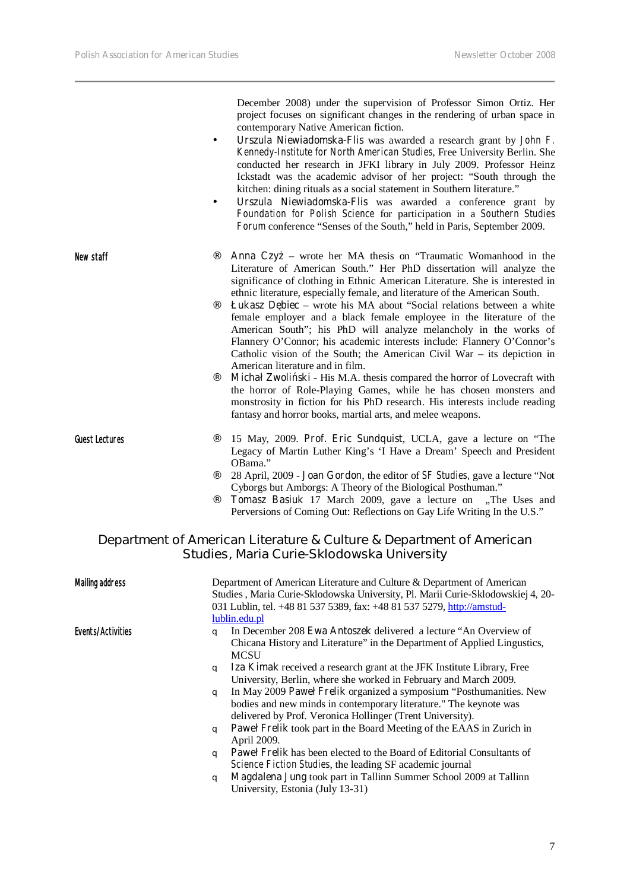December 2008) under the supervision of Professor Simon Ortiz. Her project focuses on significant changes in the rendering of urban space in contemporary Native American fiction.

- Urszula Niewiadomska-Flis was awarded a research grant by *John F. Kennedy-Institute for North American Studies*, Free University Berlin. She conducted her research in JFKI library in July 2009. Professor Heinz Ickstadt was the academic advisor of her project: "South through the kitchen: dining rituals as a social statement in Southern literature."
- Urszula Niewiadomska-Flis was awarded a conference grant by *Foundation for Polish Science* for participation in a *Southern Studies Forum* conference "Senses of the South," held in Paris, September 2009.

**New staff**

- Anna Czyż – wrote her MA thesis on "Traumatic Womanhood in the Literature of American South." Her PhD dissertation will analyze the significance of clothing in Ethnic American Literature. She is interested in ethnic literature, especially female, and literature of the American South.
- Łukasz Dębiec – wrote his MA about "Social relations between a white female employer and a black female employee in the literature of the American South"; his PhD will analyze melancholy in the works of Flannery O'Connor; his academic interests include: Flannery O'Connor's Catholic vision of the South; the American Civil War – its depiction in American literature and in film.
- Michał Zwoliński - His M.A. thesis compared the horror of Lovecraft with the horror of Role-Playing Games, while he has chosen monsters and monstrosity in fiction for his PhD research. His interests include reading fantasy and horror books, martial arts, and melee weapons.

**Guest Lectures**

- 15 May, 2009. Prof. Eric Sundquist, UCLA, gave a lecture on "The Legacy of Martin Luther King's 'I Have a Dream' Speech and President OBama."
- 28 April, 2009 - Joan Gordon, the editor of *SF Studies*, gave a lecture "Not Cyborgs but Amborgs: A Theory of the Biological Posthuman."
- Tomasz Basiuk 17 March 2009, gave a lecture on „The Uses and Perversions of Coming Out: Reflections on Gay Life Writing In the U.S."

## Department of American Literature & Culture & Department of American Studies, Maria Curie-Sklodowska University

**Mailing address**

Department of American Literature and Culture & Department of American Studies , Maria Curie-Sklodowska University, Pl. Marii Curie-Sklodowskiej 4, 20-031 Lublin, tel. +48 81 537 5389, fax: +48 81 537 5279, http://amstud-lublin.edu.pl

**Events/Activities**

- In December 208 Ewa Antoszek delivered a lecture "An Overview of Chicana History and Literature" in the Department of Applied Lingustics, MCSU
- Iza Kimak received a research grant at the JFK Institute Library, Free University, Berlin, where she worked in February and March 2009.
- In May 2009 Paweł Frelik organized a symposium "Posthumanities. New bodies and new minds in contemporary literature." The keynote was delivered by Prof. Veronica Hollinger (Trent University).
- Paweł Frelik took part in the Board Meeting of the EAAS in Zurich in April 2009.
- Paweł Frelik has been elected to the Board of Editorial Consultants of *Science Fiction Studies*, the leading SF academic journal
- Magdalena Jung took part in Tallinn Summer School 2009 at Tallinn University, Estonia (July 13-31)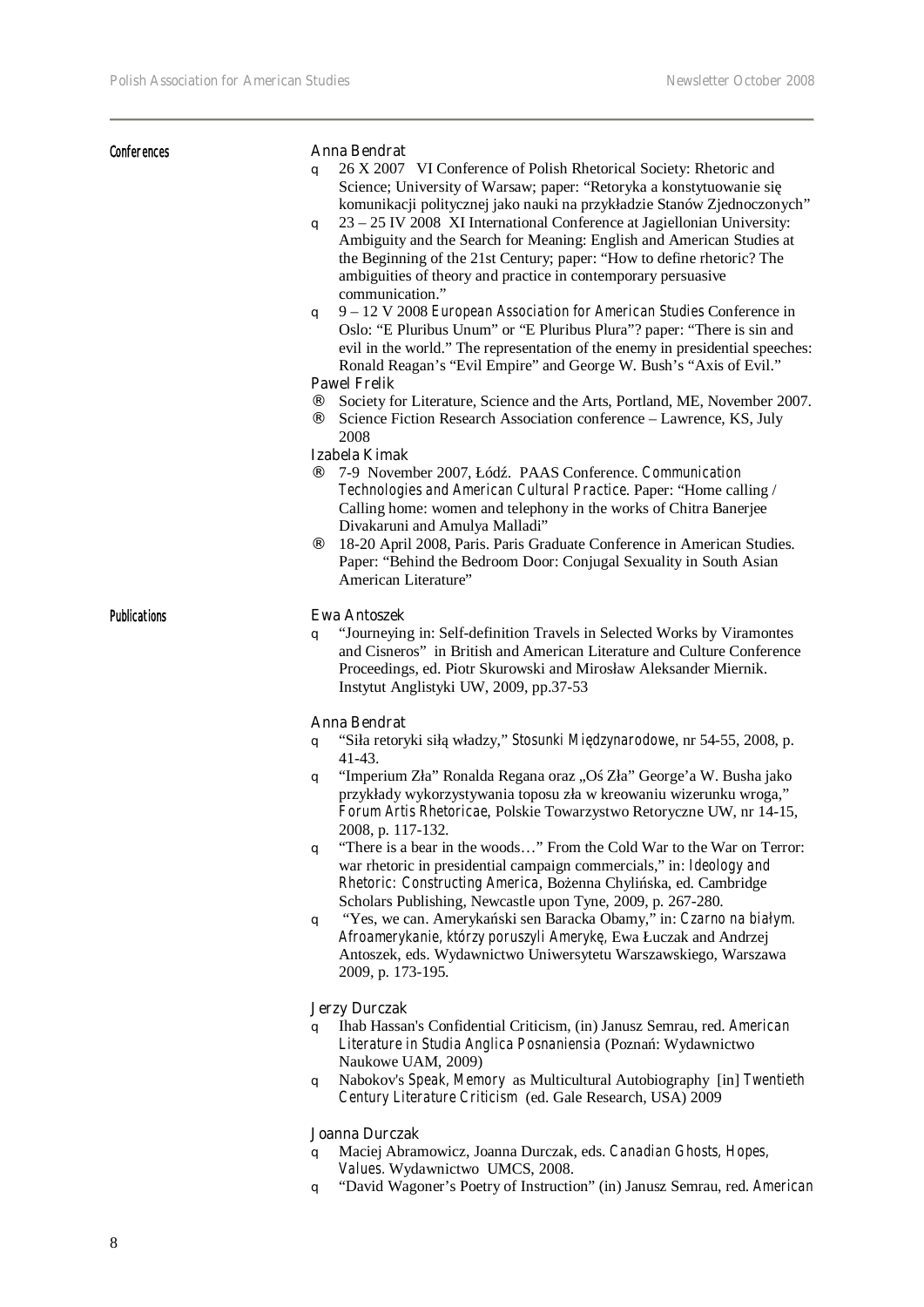## Conferences

### Anna Bendrat

- 26 X 2007 VI Conference of Polish Rhetorical Society: Rhetoric and Science; University of Warsaw; paper: "Retoryka a konstytuowanie się komunikacji politycznej jako nauki na przykładzie Stanów Zjednoczonych"
- 23 – 25 IV 2008 XI International Conference at Jagiellonian University: Ambiguity and the Search for Meaning: English and American Studies at the Beginning of the 21st Century; paper: "How to define rhetoric? The ambiguities of theory and practice in contemporary persuasive communication."
- 9 – 12 V 2008 *European Association for American Studies* Conference in Oslo: "E Pluribus Unum" or "E Pluribus Plura"? paper: "There is sin and evil in the world." The representation of the enemy in presidential speeches: Ronald Reagan's "Evil Empire" and George W. Bush's "Axis of Evil."

### Pawel Frelik

- Society for Literature, Science and the Arts, Portland, ME, November 2007.
- Science Fiction Research Association conference – Lawrence, KS, July 2008

### Izabela Kimak

- 7-9 November 2007, Łódź. PAAS Conference. *Communication Technologies and American Cultural Practice*. Paper: "Home calling / Calling home: women and telephony in the works of Chitra Banerjee Divakaruni and Amulya Malladi"
- 18-20 April 2008, Paris. Paris Graduate Conference in American Studies. Paper: "Behind the Bedroom Door: Conjugal Sexuality in South Asian American Literature"

## Publications

### Ewa Antoszek

- "Journeying in: Self-definition Travels in Selected Works by Viramontes and Cisneros" in British and American Literature and Culture Conference Proceedings, ed. Piotr Skurowski and Mirosław Aleksander Miernik. Instytut Anglistyki UW, 2009, pp.37-53

### Anna Bendrat

- "Siła retoryki siłą władzy," *Stosunki Międzynarodowe*, nr 54-55, 2008, p. 41-43.
- "Imperium Zła" Ronalda Regana oraz „Oś Zła" George'a W. Busha jako przykłady wykorzystywania toposu zła w kreowaniu wizerunku wroga," *Forum Artis Rhetoricae*, Polskie Towarzystwo Retoryczne UW, nr 14-15, 2008, p. 117-132.
- "There is a bear in the woods…" From the Cold War to the War on Terror: war rhetoric in presidential campaign commercials," in: *Ideology and Rhetoric: Constructing America*, Bożenna Chylińska, ed. Cambridge Scholars Publishing, Newcastle upon Tyne, 2009, p. 267-280.
- "Yes, we can. Amerykański sen Baracka Obamy," in: *Czarno na białym. Afroamerykanie, którzy poruszyli Amerykę*, Ewa Łuczak and Andrzej Antoszek, eds. Wydawnictwo Uniwersytetu Warszawskiego, Warszawa 2009, p. 173-195.

### Jerzy Durczak

- Ihab Hassan's Confidential Criticism, (in) Janusz Semrau, red. *American Literature in Studia Anglica Posnaniensia* (Poznań: Wydawnictwo Naukowe UAM, 2009)
- Nabokov's *Speak, Memory* as Multicultural Autobiography [in] *Twentieth Century Literature Criticism* (ed. Gale Research, USA) 2009

### Joanna Durczak

- Maciej Abramowicz, Joanna Durczak, eds. *Canadian Ghosts, Hopes, Values*. Wydawnictwo UMCS, 2008.
- "David Wagoner's Poetry of Instruction" (in) Janusz Semrau, red. *American*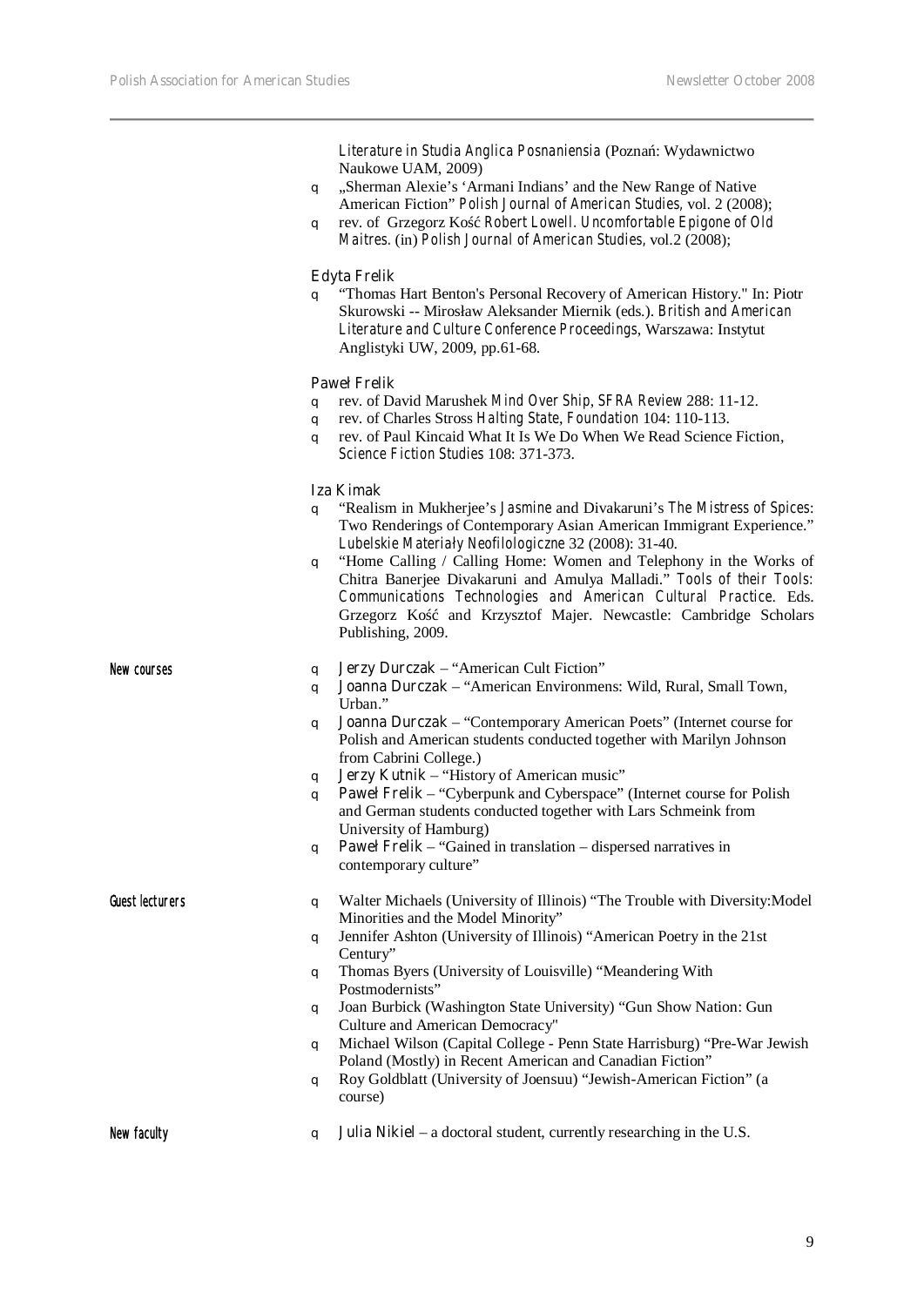*Literature in Studia Anglica Posnaniensia* (Poznań: Wydawnictwo Naukowe UAM, 2009)

- „Sherman Alexie's 'Armani Indians' and the New Range of Native American Fiction" *Polish Journal of American Studies*, vol. 2 (2008);
- rev. of Grzegorz Kość *Robert Lowell. Uncomfortable Epigone of Old Maitres*. (in) *Polish Journal of American Studies*, vol.2 (2008);

**Edyta Frelik**

- "Thomas Hart Benton's Personal Recovery of American History." In: Piotr Skurowski -- Mirosław Aleksander Miernik (eds.). *British and American Literature and Culture Conference Proceedings*, Warszawa: Instytut Anglistyki UW, 2009, pp.61-68.

**Paweł Frelik**

- rev. of David Marushek *Mind Over Ship*, *SFRA Review* 288: 11-12.
- rev. of Charles Stross *Halting State*, *Foundation* 104: 110-113.
- rev. of Paul Kincaid What It Is We Do When We Read Science Fiction, *Science Fiction Studies* 108: 371-373.

**Iza Kimak**

- "Realism in Mukherjee's *Jasmine* and Divakaruni's *The Mistress of Spices*: Two Renderings of Contemporary Asian American Immigrant Experience." *Lubelskie Materiały Neofilologiczne* 32 (2008): 31-40.
- "Home Calling / Calling Home: Women and Telephony in the Works of Chitra Banerjee Divakaruni and Amulya Malladi." *Tools of their Tools: Communications Technologies and American Cultural Practice*. Eds. Grzegorz Kość and Krzysztof Majer. Newcastle: Cambridge Scholars Publishing, 2009.

**New courses**

- **Jerzy Durczak** – "American Cult Fiction"
- **Joanna Durczak** – "American Environmens: Wild, Rural, Small Town, Urban."
- **Joanna Durczak** – "Contemporary American Poets" (Internet course for Polish and American students conducted together with Marilyn Johnson from Cabrini College.)
- **Jerzy Kutnik** – "History of American music"
- **Paweł Frelik** – "Cyberpunk and Cyberspace" (Internet course for Polish and German students conducted together with Lars Schmeink from University of Hamburg)
- **Paweł Frelik** – "Gained in translation – dispersed narratives in contemporary culture"

**Guest lecturers**

- Walter Michaels (University of Illinois) "The Trouble with Diversity:Model Minorities and the Model Minority"
- Jennifer Ashton (University of Illinois) "American Poetry in the 21st Century"
- Thomas Byers (University of Louisville) "Meandering With Postmodernists"
- Joan Burbick (Washington State University) "Gun Show Nation: Gun Culture and American Democracy"
- Michael Wilson (Capital College - Penn State Harrisburg) "Pre-War Jewish Poland (Mostly) in Recent American and Canadian Fiction"
- Roy Goldblatt (University of Joensuu) "Jewish-American Fiction" (a course)

**New faculty**

- **Julia Nikiel** – a doctoral student, currently researching in the U.S.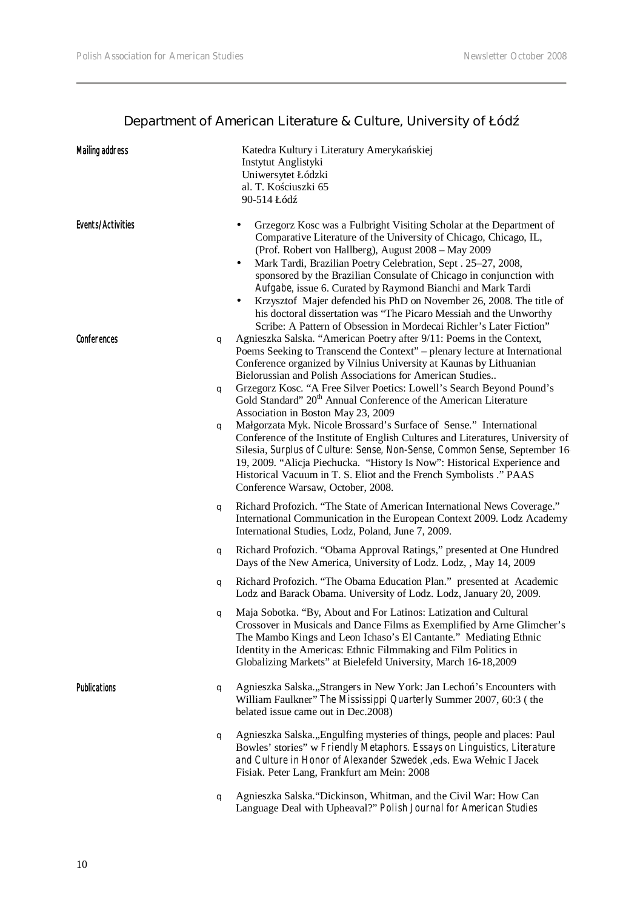## Department of American Literature & Culture, University of Łódź

**Mailing address**

Katedra Kultury i Literatury Amerykańskiej
Instytut Anglistyki
Uniwersytet Łódzki
al. T. Kościuszki 65
90-514 Łódź

**Events/Activities**

- Grzegorz Kosc was a Fulbright Visiting Scholar at the Department of Comparative Literature of the University of Chicago, Chicago, IL, (Prof. Robert von Hallberg), August 2008 – May 2009
- Mark Tardi, Brazilian Poetry Celebration, Sept . 25–27, 2008, sponsored by the Brazilian Consulate of Chicago in conjunction with *Aufgabe*, issue 6. Curated by Raymond Bianchi and Mark Tardi
- Krzysztof Majer defended his PhD on November 26, 2008. The title of his doctoral dissertation was "The Picaro Messiah and the Unworthy Scribe: A Pattern of Obsession in Mordecai Richler's Later Fiction"

**Conferences**

- Agnieszka Salska. "American Poetry after 9/11: Poems in the Context, Poems Seeking to Transcend the Context" – plenary lecture at International Conference organized by Vilnius University at Kaunas by Lithuanian Bielorussian and Polish Associations for American Studies..
- Grzegorz Kosc. "A Free Silver Poetics: Lowell's Search Beyond Pound's Gold Standard" 20th Annual Conference of the American Literature Association in Boston May 23, 2009
- Małgorzata Myk. Nicole Brossard's Surface of Sense." International Conference of the Institute of English Cultures and Literatures, University of Silesia, *Surplus of Culture: Sense, Non-Sense, Common Sense*, September 16-19, 2009. "Alicja Piechucka. "History Is Now": Historical Experience and Historical Vacuum in T. S. Eliot and the French Symbolists ." PAAS Conference Warsaw, October, 2008.
- Richard Profozich. "The State of American International News Coverage." International Communication in the European Context 2009. Lodz Academy International Studies, Lodz, Poland, June 7, 2009.
- Richard Profozich. "Obama Approval Ratings," presented at One Hundred Days of the New America, University of Lodz. Lodz, , May 14, 2009
- Richard Profozich. "The Obama Education Plan." presented at Academic Lodz and Barack Obama. University of Lodz. Lodz, January 20, 2009.
- Maja Sobotka. "By, About and For Latinos: Latization and Cultural Crossover in Musicals and Dance Films as Exemplified by Arne Glimcher's The Mambo Kings and Leon Ichaso's El Cantante." Mediating Ethnic Identity in the Americas: Ethnic Filmmaking and Film Politics in Globalizing Markets" at Bielefeld University, March 16-18,2009

**Publications**

- Agnieszka Salska.„Strangers in New York: Jan Lechoń's Encounters with William Faulkner" *The Mississippi Quarterly* Summer 2007, 60:3 ( the belated issue came out in Dec.2008)
- Agnieszka Salska.„Engulfing mysteries of things, people and places: Paul Bowles' stories" w *Friendly Metaphors. Essays on Linguistics, Literature and Culture in Honor of Alexander Szwedek* ,eds. Ewa Wełnic I Jacek Fisiak. Peter Lang, Frankfurt am Mein: 2008
- Agnieszka Salska."Dickinson, Whitman, and the Civil War: How Can Language Deal with Upheaval?" *Polish Journal for American Studies*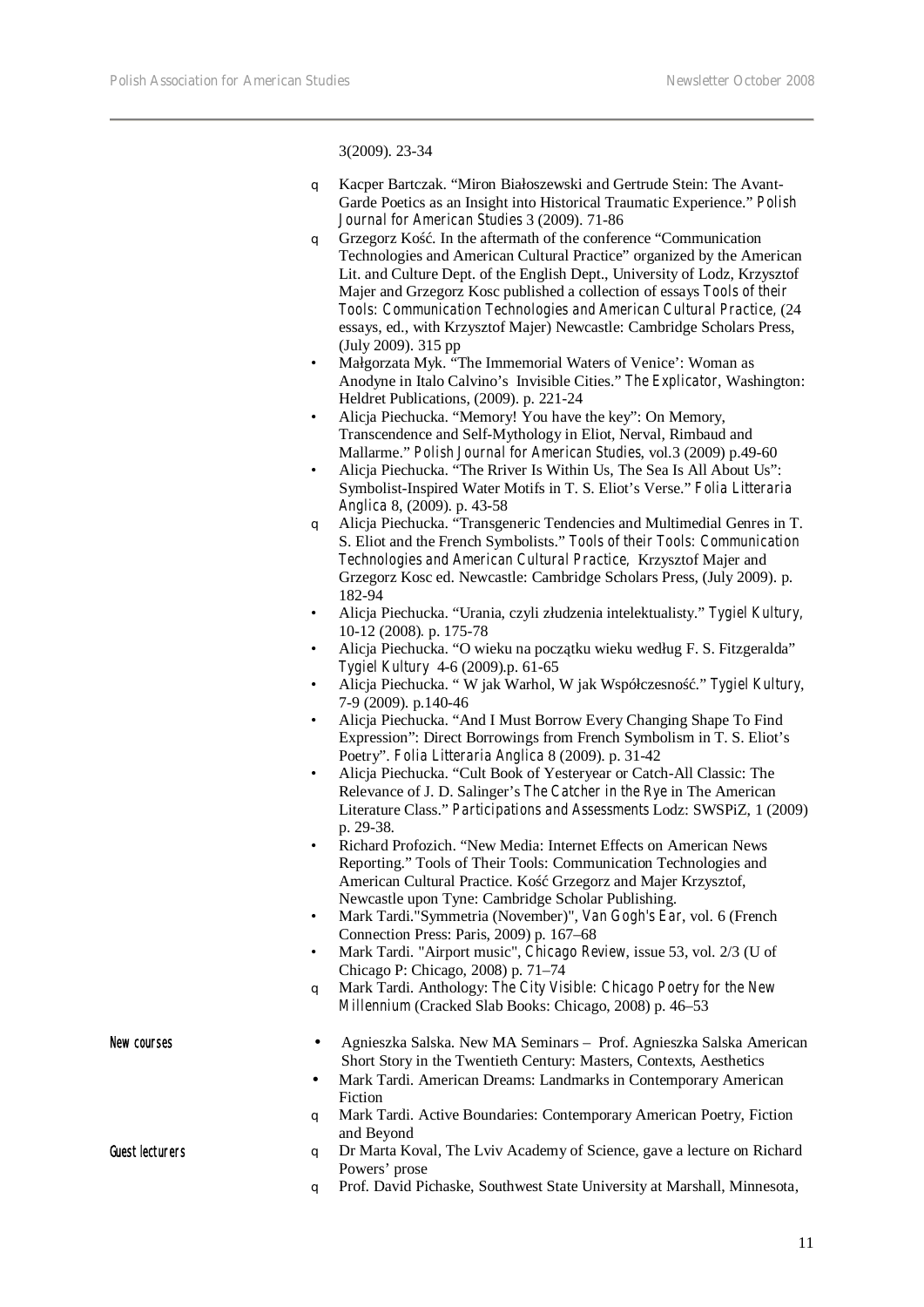3(2009). 23-34

- Kacper Bartczak. "Miron Białoszewski and Gertrude Stein: The Avant-Garde Poetics as an Insight into Historical Traumatic Experience." *Polish Journal for American Studies* 3 (2009). 71-86
- Grzegorz Kość. In the aftermath of the conference "Communication Technologies and American Cultural Practice" organized by the American Lit. and Culture Dept. of the English Dept., University of Lodz, Krzysztof Majer and Grzegorz Kosc published a collection of essays *Tools of their Tools: Communication Technologies and American Cultural Practice*, (24 essays, ed., with Krzysztof Majer) Newcastle: Cambridge Scholars Press, (July 2009). 315 pp
- Małgorzata Myk. "The Immemorial Waters of Venice': Woman as Anodyne in Italo Calvino's Invisible Cities." *The Explicator*, Washington: Heldret Publications, (2009). p. 221-24
- Alicja Piechucka. "Memory! You have the key": On Memory, Transcendence and Self-Mythology in Eliot, Nerval, Rimbaud and Mallarme." *Polish Journal for American Studies*, vol.3 (2009) p.49-60
- Alicja Piechucka. "The Rriver Is Within Us, The Sea Is All About Us": Symbolist-Inspired Water Motifs in T. S. Eliot's Verse." *Folia Litteraria Anglica* 8, (2009). p. 43-58
- Alicja Piechucka. "Transgeneric Tendencies and Multimedial Genres in T. S. Eliot and the French Symbolists." *Tools of their Tools: Communication Technologies and American Cultural Practice*, Krzysztof Majer and Grzegorz Kosc ed. Newcastle: Cambridge Scholars Press, (July 2009). p. 182-94
- Alicja Piechucka. "Urania, czyli złudzenia intelektualisty." *Tygiel Kultury*, 10-12 (2008). p. 175-78
- Alicja Piechucka. "O wieku na początku wieku według F. S. Fitzgeralda" *Tygiel Kultury* 4-6 (2009).p. 61-65
- Alicja Piechucka. " W jak Warhol, W jak Współczesność." *Tygiel Kultury*, 7-9 (2009). p.140-46
- Alicja Piechucka. "And I Must Borrow Every Changing Shape To Find Expression": Direct Borrowings from French Symbolism in T. S. Eliot's Poetry". *Folia Litteraria Anglica* 8 (2009). p. 31-42
- Alicja Piechucka. "Cult Book of Yesteryear or Catch-All Classic: The Relevance of J. D. Salinger's *The Catcher in the Rye* in The American Literature Class." *Participations and Assessments* Lodz: SWSPiZ, 1 (2009) p. 29-38.
- Richard Profozich. "New Media: Internet Effects on American News Reporting." Tools of Their Tools: Communication Technologies and American Cultural Practice. Kość Grzegorz and Majer Krzysztof, Newcastle upon Tyne: Cambridge Scholar Publishing.
- Mark Tardi."Symmetria (November)", *Van Gogh's Ear*, vol. 6 (French Connection Press: Paris, 2009) p. 167–68
- Mark Tardi. "Airport music", *Chicago Review*, issue 53, vol. 2/3 (U of Chicago P: Chicago, 2008) p. 71–74
- Mark Tardi. Anthology: *The City Visible: Chicago Poetry for the New Millennium* (Cracked Slab Books: Chicago, 2008) p. 46–53

**New courses**

- Agnieszka Salska. New MA Seminars – Prof. Agnieszka Salska American Short Story in the Twentieth Century: Masters, Contexts, Aesthetics
- Mark Tardi. American Dreams: Landmarks in Contemporary American Fiction
- Mark Tardi. Active Boundaries: Contemporary American Poetry, Fiction and Beyond

**Guest lecturers**

- Dr Marta Koval, The Lviv Academy of Science, gave a lecture on Richard Powers' prose
- Prof. David Pichaske, Southwest State University at Marshall, Minnesota,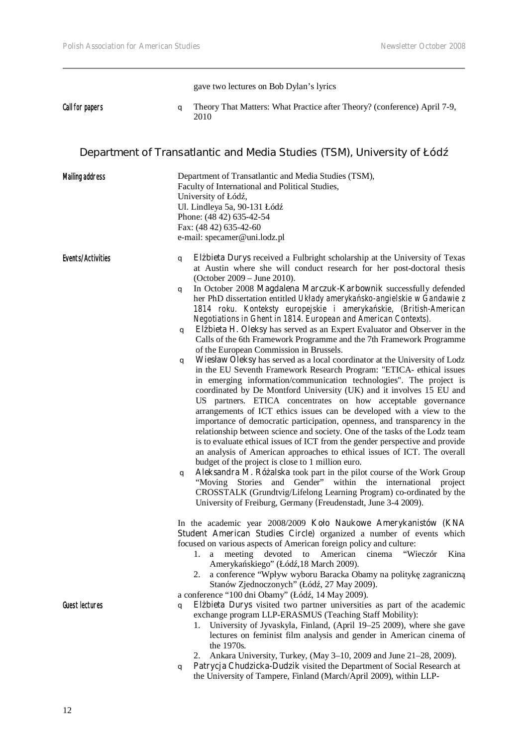gave two lectures on Bob Dylan's lyrics

**Call for papers**

- Theory That Matters: What Practice after Theory? (conference) April 7-9, 2010

## Department of Transatlantic and Media Studies (TSM), University of Łódź

**Mailing address**

Department of Transatlantic and Media Studies (TSM),
Faculty of International and Political Studies,
University of Łódź,
Ul. Lindleya 5a, 90-131 Łódź
Phone: (48 42) 635-42-54
Fax: (48 42) 635-42-60
e-mail: specamer@uni.lodz.pl

**Events/Activities**

- Elżbieta Durys received a Fulbright scholarship at the University of Texas at Austin where she will conduct research for her post-doctoral thesis (October 2009 – June 2010).
- In October 2008 Magdalena Marczuk-Karbownik successfully defended her PhD dissertation entitled *Układy amerykańsko-angielskie w Gandawie z 1814 roku. Konteksty europejskie i amerykańskie, (British-American Negotiations in Ghent in 1814. European and American Contexts).*
- Elżbieta H. Oleksy has served as an Expert Evaluator and Observer in the Calls of the 6th Framework Programme and the 7th Framework Programme of the European Commission in Brussels.
- Wiesław Oleksy has served as a local coordinator at the University of Lodz in the EU Seventh Framework Research Program: "ETICA- ethical issues in emerging information/communication technologies". The project is coordinated by De Montford University (UK) and it involves 15 EU and US partners. ETICA concentrates on how acceptable governance arrangements of ICT ethics issues can be developed with a view to the importance of democratic participation, openness, and transparency in the relationship between science and society. One of the tasks of the Lodz team is to evaluate ethical issues of ICT from the gender perspective and provide an analysis of American approaches to ethical issues of ICT. The overall budget of the project is close to 1 million euro.
- Aleksandra M. Różalska took part in the pilot course of the Work Group "Moving Stories and Gender" within the international project CROSSTALK (Grundtvig/Lifelong Learning Program) co-ordinated by the University of Freiburg, Germany (Freudenstadt, June 3-4 2009).

In the academic year 2008/2009 Koło Naukowe Amerykanistów (KNA Student American Studies Circle) organized a number of events which focused on various aspects of American foreign policy and culture:

1. a meeting devoted to American cinema "Wieczór Kina Amerykańskiego" (Łódź,18 March 2009).
2. a conference "Wpływ wyboru Baracka Obamy na politykę zagraniczną Stanów Zjednoczonych" (Łódź, 27 May 2009).

a conference "100 dni Obamy" (Łódź, 14 May 2009).

**Guest lectures**

- Elżbieta Durys visited two partner universities as part of the academic exchange program LLP-ERASMUS (Teaching Staff Mobility):
  1. University of Jyvaskyla, Finland, (April 19–25 2009), where she gave lectures on feminist film analysis and gender in American cinema of the 1970s.
  2. Ankara University, Turkey, (May 3–10, 2009 and June 21–28, 2009).
- Patrycja Chudzicka-Dudzik visited the Department of Social Research at the University of Tampere, Finland (March/April 2009), within LLP-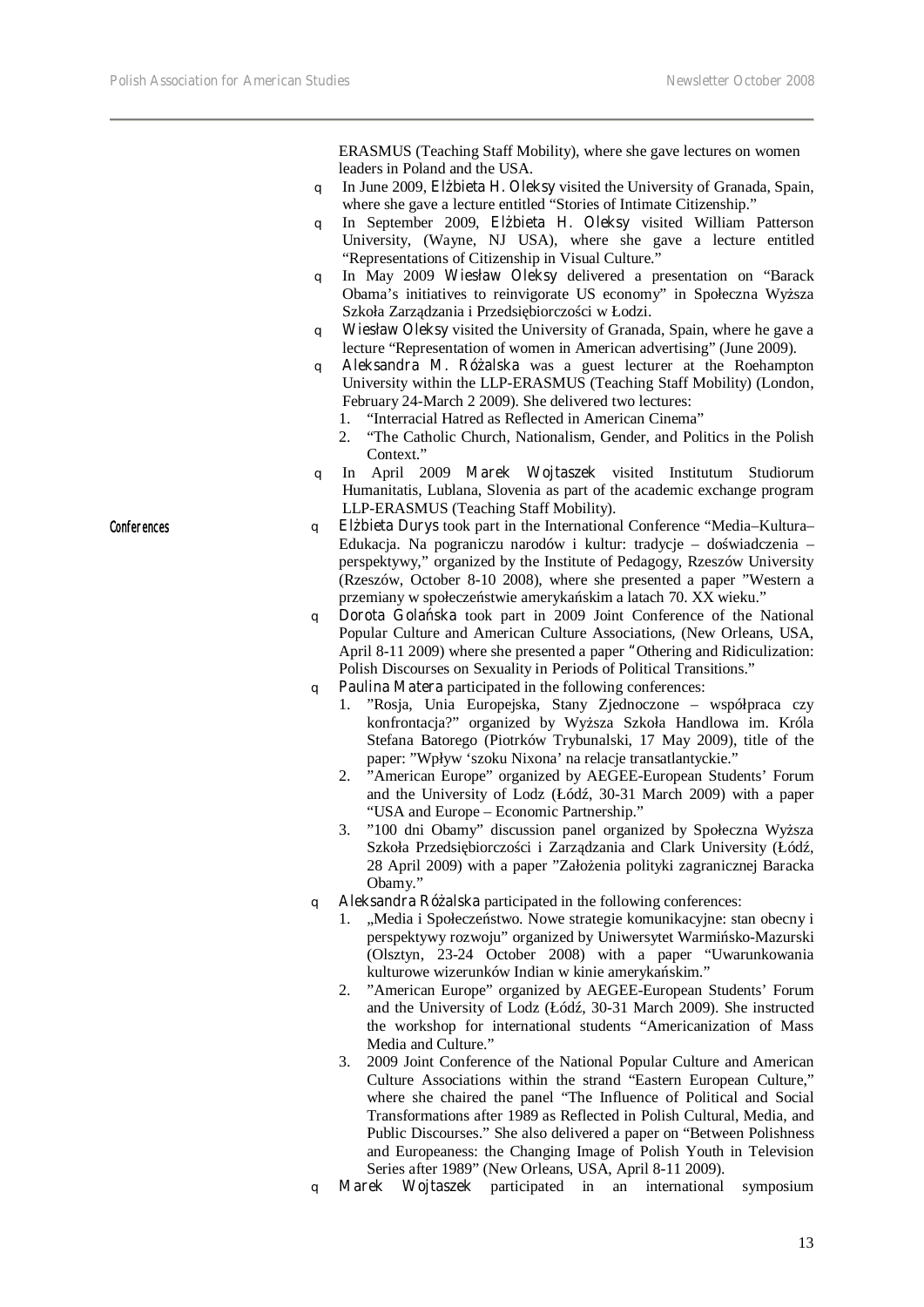ERASMUS (Teaching Staff Mobility), where she gave lectures on women leaders in Poland and the USA.

- In June 2009, **Elżbieta H. Oleksy** visited the University of Granada, Spain, where she gave a lecture entitled "Stories of Intimate Citizenship."
- In September 2009, **Elżbieta H. Oleksy** visited William Patterson University, (Wayne, NJ USA), where she gave a lecture entitled "Representations of Citizenship in Visual Culture."
- In May 2009 **Wiesław Oleksy** delivered a presentation on "Barack Obama's initiatives to reinvigorate US economy" in Społeczna Wyższa Szkoła Zarządzania i Przedsiębiorczości w Łodzi.
- **Wiesław Oleksy** visited the University of Granada, Spain, where he gave a lecture "Representation of women in American advertising" (June 2009).
- **Aleksandra M. Różalska** was a guest lecturer at the Roehampton University within the LLP-ERASMUS (Teaching Staff Mobility) (London, February 24-March 2 2009). She delivered two lectures:
  1. "Interracial Hatred as Reflected in American Cinema"
  2. "The Catholic Church, Nationalism, Gender, and Politics in the Polish Context."
- In April 2009 **Marek Wojtaszek** visited Institutum Studiorum Humanitatis, Lublana, Slovenia as part of the academic exchange program LLP-ERASMUS (Teaching Staff Mobility).

**Conferences**

- **Elżbieta Durys** took part in the International Conference "Media–Kultura–Edukacja. Na pograniczu narodów i kultur: tradycje – doświadczenia – perspektywy," organized by the Institute of Pedagogy, Rzeszów University (Rzeszów, October 8-10 2008), where she presented a paper "Western a przemiany w społeczeństwie amerykańskim a latach 70. XX wieku."
- **Dorota Golańska** took part in 2009 Joint Conference of the National Popular Culture and American Culture Associations, (New Orleans, USA, April 8-11 2009) where she presented a paper "Othering and Ridiculization: Polish Discourses on Sexuality in Periods of Political Transitions."
- **Paulina Matera** participated in the following conferences:
  1. "Rosja, Unia Europejska, Stany Zjednoczone – współpraca czy konfrontacja?" organized by Wyższa Szkoła Handlowa im. Króla Stefana Batorego (Piotrków Trybunalski, 17 May 2009), title of the paper: "Wpływ 'szoku Nixona' na relacje transatlantyckie."
  2. "American Europe" organized by AEGEE-European Students' Forum and the University of Lodz (Łódź, 30-31 March 2009) with a paper "USA and Europe – Economic Partnership."
  3. "100 dni Obamy" discussion panel organized by Społeczna Wyższa Szkoła Przedsiębiorczości i Zarządzania and Clark University (Łódź, 28 April 2009) with a paper "Założenia polityki zagranicznej Baracka Obamy."
- **Aleksandra Różalska** participated in the following conferences:
  1. „Media i Społeczeństwo. Nowe strategie komunikacyjne: stan obecny i perspektywy rozwoju" organized by Uniwersytet Warmińsko-Mazurski (Olsztyn, 23-24 October 2008) with a paper "Uwarunkowania kulturowe wizerunków Indian w kinie amerykańskim."
  2. "American Europe" organized by AEGEE-European Students' Forum and the University of Lodz (Łódź, 30-31 March 2009). She instructed the workshop for international students "Americanization of Mass Media and Culture."
  3. 2009 Joint Conference of the National Popular Culture and American Culture Associations within the strand "Eastern European Culture," where she chaired the panel "The Influence of Political and Social Transformations after 1989 as Reflected in Polish Cultural, Media, and Public Discourses." She also delivered a paper on "Between Polishness and Europeaness: the Changing Image of Polish Youth in Television Series after 1989" (New Orleans, USA, April 8-11 2009).
- **Marek Wojtaszek** participated in an international symposium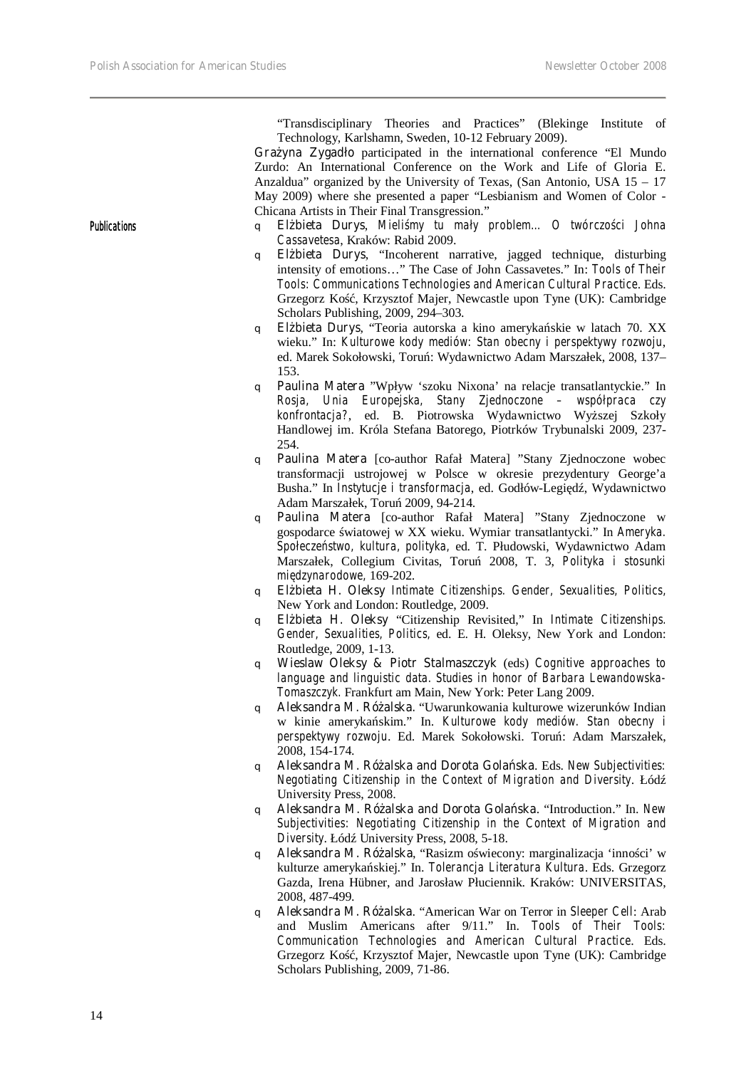"Transdisciplinary Theories and Practices" (Blekinge Institute of Technology, Karlshamn, Sweden, 10-12 February 2009).

**Grażyna Zygadło** participated in the international conference "El Mundo Zurdo: An International Conference on the Work and Life of Gloria E. Anzaldua" organized by the University of Texas, (San Antonio, USA 15 – 17 May 2009) where she presented a paper "Lesbianism and Women of Color - Chicana Artists in Their Final Transgression."

**Publications**

- **Elżbieta Durys**, *Mieliśmy tu mały problem… O twórczości Johna Cassavetesa*, Kraków: Rabid 2009.
- **Elżbieta Durys**, "Incoherent narrative, jagged technique, disturbing intensity of emotions…" The Case of John Cassavetes." In: *Tools of Their Tools: Communications Technologies and American Cultural Practice*. Eds. Grzegorz Kość, Krzysztof Majer, Newcastle upon Tyne (UK): Cambridge Scholars Publishing, 2009, 294–303.
- **Elżbieta Durys**, "Teoria autorska a kino amerykańskie w latach 70. XX wieku." In: *Kulturowe kody mediów: Stan obecny i perspektywy rozwoju*, ed. Marek Sokołowski, Toruń: Wydawnictwo Adam Marszałek, 2008, 137–153.
- **Paulina Matera** "Wpływ 'szoku Nixona' na relacje transatlantyckie." In *Rosja, Unia Europejska, Stany Zjednoczone – współpraca czy konfrontacja?*, ed. B. Piotrowska Wydawnictwo Wyższej Szkoły Handlowej im. Króla Stefana Batorego, Piotrków Trybunalski 2009, 237-254.
- **Paulina Matera** [co-author Rafał Matera] "Stany Zjednoczone wobec transformacji ustrojowej w Polsce w okresie prezydentury George'a Busha." In *Instytucje i transformacja*, ed. Godłów-Legiędź, Wydawnictwo Adam Marszałek, Toruń 2009, 94-214.
- **Paulina Matera** [co-author Rafał Matera] "Stany Zjednoczone w gospodarce światowej w XX wieku. Wymiar transatlantycki." In *Ameryka. Społeczeństwo, kultura, polityka*, ed. T. Płudowski, Wydawnictwo Adam Marszałek, Collegium Civitas, Toruń 2008, T. 3, *Polityka i stosunki międzynarodowe*, 169-202.
- **Elżbieta H. Oleksy** *Intimate Citizenships. Gender, Sexualities, Politics*, New York and London: Routledge, 2009.
- **Elżbieta H. Oleksy** "Citizenship Revisited," In *Intimate Citizenships. Gender, Sexualities, Politics*, ed. E. H. Oleksy, New York and London: Routledge, 2009, 1-13.
- **Wieslaw Oleksy & Piotr Stalmaszczyk** (eds) *Cognitive approaches to language and linguistic data. Studies in honor of Barbara Lewandowska-Tomaszczyk*. Frankfurt am Main, New York: Peter Lang 2009.
- **Aleksandra M. Różalska**. "Uwarunkowania kulturowe wizerunków Indian w kinie amerykańskim." In. *Kulturowe kody mediów. Stan obecny i perspektywy rozwoju*. Ed. Marek Sokołowski. Toruń: Adam Marszałek, 2008, 154-174.
- **Aleksandra M. Różalska and Dorota Golańska**. Eds. *New Subjectivities: Negotiating Citizenship in the Context of Migration and Diversity*. Łódź University Press, 2008.
- **Aleksandra M. Różalska and Dorota Golańska**. "Introduction." In. *New Subjectivities: Negotiating Citizenship in the Context of Migration and Diversity*. Łódź University Press, 2008, 5-18.
- **Aleksandra M. Różalska**, "Rasizm oświecony: marginalizacja 'inności' w kulturze amerykańskiej." In. *Tolerancja Literatura Kultura*. Eds. Grzegorz Gazda, Irena Hübner, and Jarosław Płuciennik. Kraków: UNIVERSITAS, 2008, 487-499.
- **Aleksandra M. Różalska**. "American War on Terror in *Sleeper Cell*: Arab and Muslim Americans after 9/11." In. *Tools of Their Tools: Communication Technologies and American Cultural Practice*. Eds. Grzegorz Kość, Krzysztof Majer, Newcastle upon Tyne (UK): Cambridge Scholars Publishing, 2009, 71-86.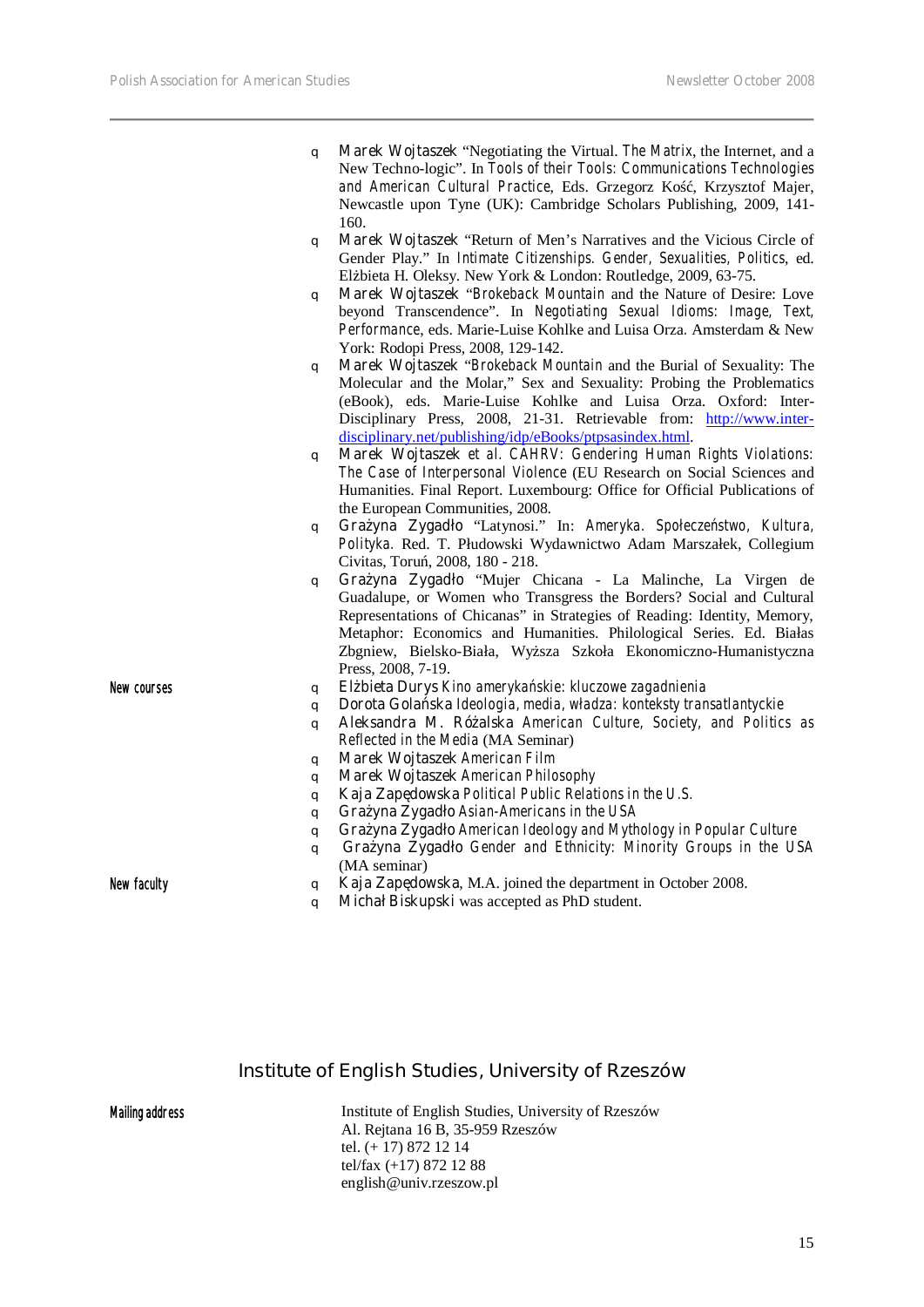- Marek Wojtaszek "Negotiating the Virtual. *The Matrix*, the Internet, and a New Techno-logic". In *Tools of their Tools: Communications Technologies and American Cultural Practice*, Eds. Grzegorz Kość, Krzysztof Majer, Newcastle upon Tyne (UK): Cambridge Scholars Publishing, 2009, 141-160.
- Marek Wojtaszek "Return of Men's Narratives and the Vicious Circle of Gender Play." In *Intimate Citizenships. Gender, Sexualities, Politics*, ed. Elżbieta H. Oleksy. New York & London: Routledge, 2009, 63-75.
- Marek Wojtaszek "*Brokeback Mountain* and the Nature of Desire: Love beyond Transcendence". In *Negotiating Sexual Idioms: Image, Text, Performance*, eds. Marie-Luise Kohlke and Luisa Orza. Amsterdam & New York: Rodopi Press, 2008, 129-142.
- Marek Wojtaszek "*Brokeback Mountain* and the Burial of Sexuality: The Molecular and the Molar," Sex and Sexuality: Probing the Problematics (eBook), eds. Marie-Luise Kohlke and Luisa Orza. Oxford: Inter-Disciplinary Press, 2008, 21-31. Retrievable from: http://www.inter-disciplinary.net/publishing/idp/eBooks/ptpsasindex.html.
- Marek Wojtaszek *et al. CAHRV: Gendering Human Rights Violations: The Case of Interpersonal Violence* (EU Research on Social Sciences and Humanities. Final Report. Luxembourg: Office for Official Publications of the European Communities, 2008.
- Grażyna Zygadło "Latynosi." In: *Ameryka. Społeczeństwo, Kultura, Polityka*. Red. T. Płudowski Wydawnictwo Adam Marszałek, Collegium Civitas, Toruń, 2008, 180 - 218.
- Grażyna Zygadło "Mujer Chicana - La Malinche, La Virgen de Guadalupe, or Women who Transgress the Borders? Social and Cultural Representations of Chicanas" in Strategies of Reading: Identity, Memory, Metaphor: Economics and Humanities. Philological Series. Ed. Białas Zbigniew, Bielsko-Biała, Wyższa Szkoła Ekonomiczno-Humanistyczna Press, 2008, 7-19.

**New courses**

- Elżbieta Durys *Kino amerykańskie: kluczowe zagadnienia*
- Dorota Golańska *Ideologia, media, władza: konteksty transatlantyckie*
- Aleksandra M. Różalska *American Culture, Society, and Politics as Reflected in the Media* (MA Seminar)
- Marek Wojtaszek *American Film*
- Marek Wojtaszek *American Philosophy*
- Kaja Zapędowska *Political Public Relations in the U.S.*
- Grażyna Zygadło *Asian-Americans in the USA*
- Grażyna Zygadło *American Ideology and Mythology in Popular Culture*
- Grażyna Zygadło *Gender and Ethnicity: Minority Groups in the USA* (MA seminar)

**New faculty**

- Kaja Zapędowska, M.A. joined the department in October 2008.
- Michał Biskupski was accepted as PhD student.

## Institute of English Studies, University of Rzeszów

**Mailing address**

Institute of English Studies, University of Rzeszów
Al. Rejtana 16 B, 35-959 Rzeszów
tel. (+ 17) 872 12 14
tel/fax (+17) 872 12 88
english@univ.rzeszow.pl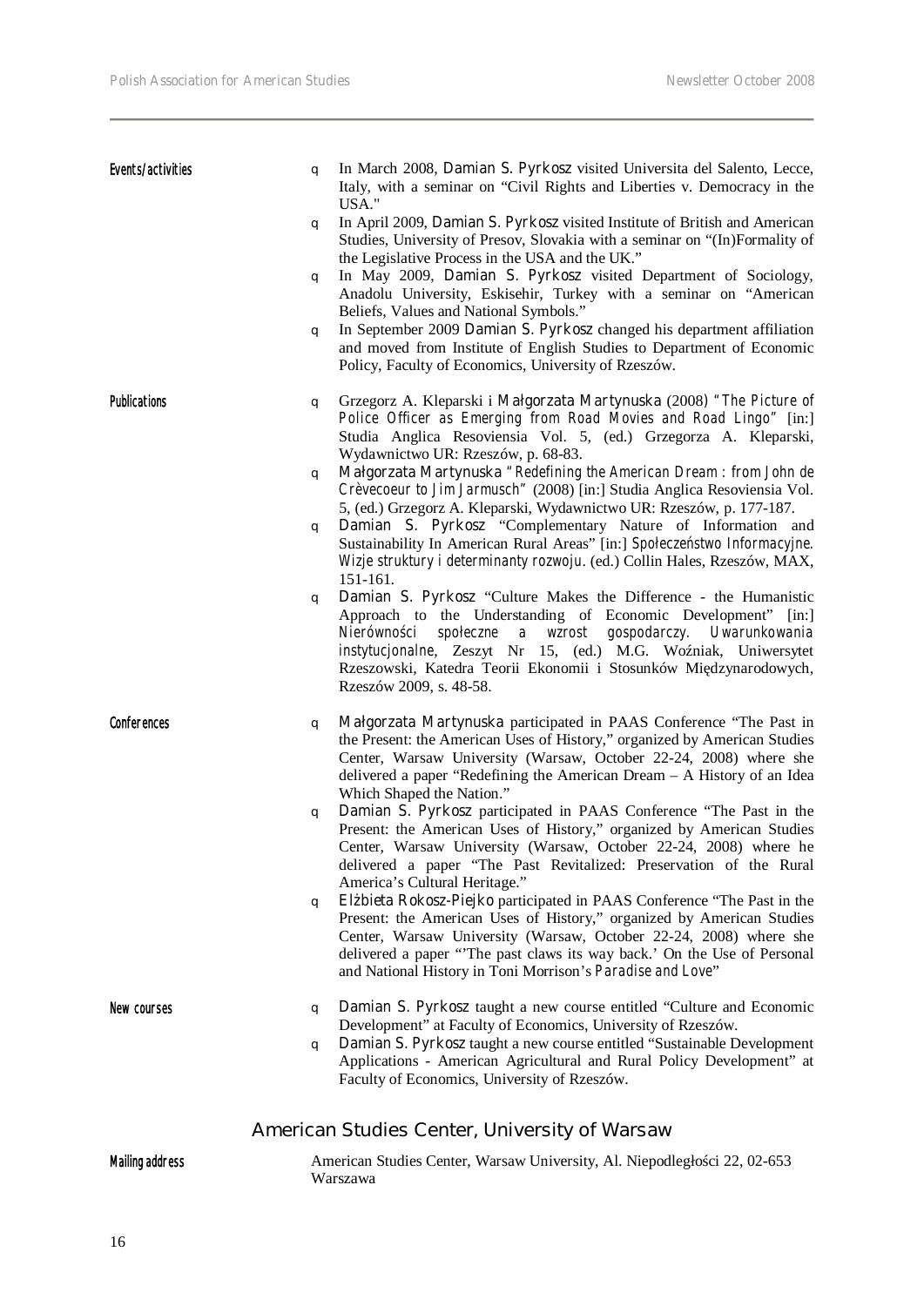**Events/activities**

- In March 2008, **Damian S. Pyrkosz** visited Universita del Salento, Lecce, Italy, with a seminar on "Civil Rights and Liberties v. Democracy in the USA."
- In April 2009, **Damian S. Pyrkosz** visited Institute of British and American Studies, University of Presov, Slovakia with a seminar on "(In)Formality of the Legislative Process in the USA and the UK."
- In May 2009, **Damian S. Pyrkosz** visited Department of Sociology, Anadolu University, Eskisehir, Turkey with a seminar on "American Beliefs, Values and National Symbols."
- In September 2009 **Damian S. Pyrkosz** changed his department affiliation and moved from Institute of English Studies to Department of Economic Policy, Faculty of Economics, University of Rzeszów.

**Publications**

- Grzegorz A. Kleparski i **Małgorzata Martynuska** (2008) *"The Picture of Police Officer as Emerging from Road Movies and Road Lingo"* [in:] Studia Anglica Resoviensia Vol. 5, (ed.) Grzegorza A. Kleparski, Wydawnictwo UR: Rzeszów, p. 68-83.
- **Małgorzata Martynuska** *"Redefining the American Dream : from John de Crèvecoeur to Jim Jarmusch"* (2008) [in:] Studia Anglica Resoviensia Vol. 5, (ed.) Grzegorz A. Kleparski, Wydawnictwo UR: Rzeszów, p. 177-187.
- **Damian S. Pyrkosz** "Complementary Nature of Information and Sustainability In American Rural Areas" [in:] *Społeczeństwo Informacyjne. Wizje struktury i determinanty rozwoju.* (ed.) Collin Hales, Rzeszów, MAX, 151-161.
- **Damian S. Pyrkosz** "Culture Makes the Difference - the Humanistic Approach to the Understanding of Economic Development" [in:] *Nierówności społeczne a wzrost gospodarczy. Uwarunkowania instytucjonalne*, Zeszyt Nr 15, (ed.) M.G. Woźniak, Uniwersytet Rzeszowski, Katedra Teorii Ekonomii i Stosunków Międzynarodowych, Rzeszów 2009, s. 48-58.

**Conferences**

- **Małgorzata Martynuska** participated in PAAS Conference "The Past in the Present: the American Uses of History," organized by American Studies Center, Warsaw University (Warsaw, October 22-24, 2008) where she delivered a paper "Redefining the American Dream – A History of an Idea Which Shaped the Nation."
- **Damian S. Pyrkosz** participated in PAAS Conference "The Past in the Present: the American Uses of History," organized by American Studies Center, Warsaw University (Warsaw, October 22-24, 2008) where he delivered a paper "The Past Revitalized: Preservation of the Rural America's Cultural Heritage."
- **Elżbieta Rokosz-Piejko** participated in PAAS Conference "The Past in the Present: the American Uses of History," organized by American Studies Center, Warsaw University (Warsaw, October 22-24, 2008) where she delivered a paper "'The past claws its way back.' On the Use of Personal and National History in Toni Morrison's *Paradise and Love*"

**New courses**

- **Damian S. Pyrkosz** taught a new course entitled "Culture and Economic Development" at Faculty of Economics, University of Rzeszów.
- **Damian S. Pyrkosz** taught a new course entitled "Sustainable Development Applications - American Agricultural and Rural Policy Development" at Faculty of Economics, University of Rzeszów.

## American Studies Center, University of Warsaw

**Mailing address**

American Studies Center, Warsaw University, Al. Niepodległości 22, 02-653 Warszawa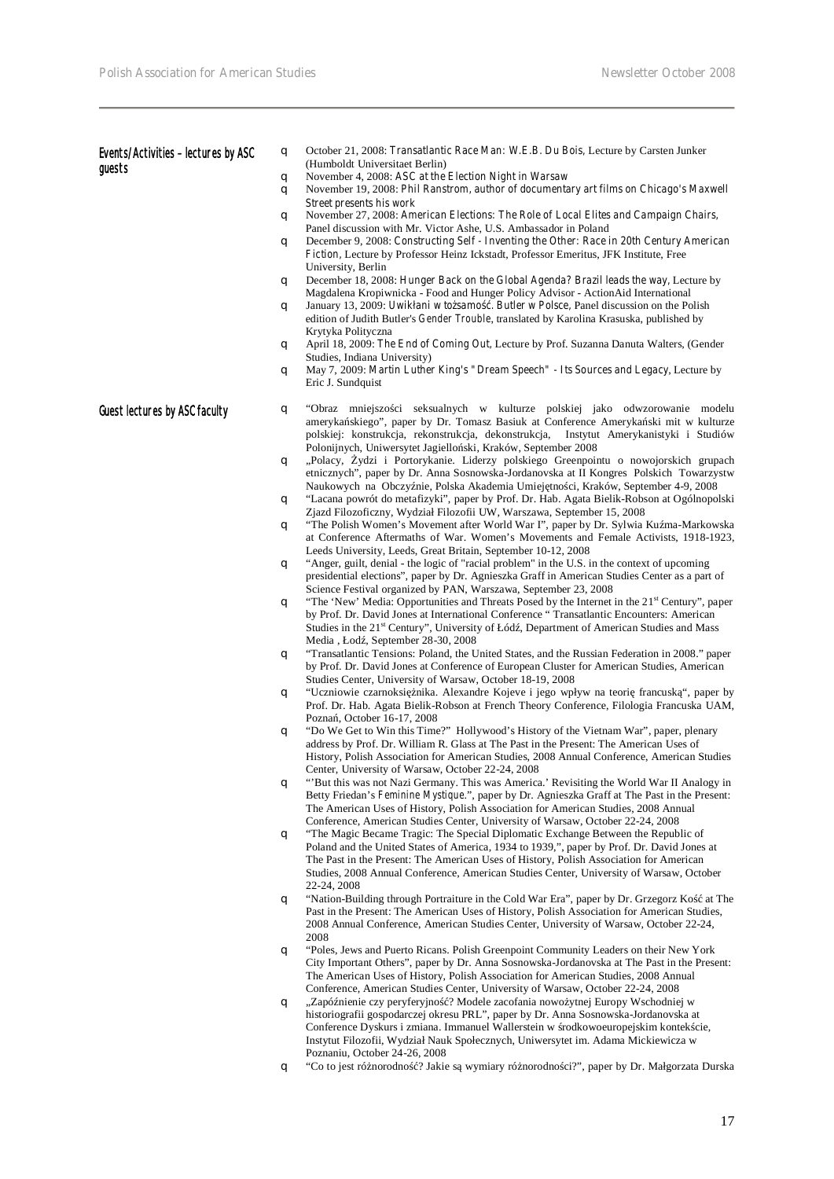## Events/Activities – lectures by ASC guests

- October 21, 2008: *Transatlantic Race Man: W.E.B. Du Bois*, Lecture by Carsten Junker (Humboldt Universitaet Berlin)
- November 4, 2008: *ASC at the Election Night in Warsaw*
- November 19, 2008: *Phil Ranstrom, author of documentary art films on Chicago's Maxwell Street presents his work*
- November 27, 2008: *American Elections: The Role of Local Elites and Campaign Chairs*, Panel discussion with Mr. Victor Ashe, U.S. Ambassador in Poland
- December 9, 2008: *Constructing Self - Inventing the Other: Race in 20th Century American Fiction*, Lecture by Professor Heinz Ickstadt, Professor Emeritus, JFK Institute, Free University, Berlin
- December 18, 2008: *Hunger Back on the Global Agenda? Brazil leads the way*, Lecture by Magdalena Kropiwnicka - Food and Hunger Policy Advisor - ActionAid International
- January 13, 2009: *Uwikłani w tożsamość. Butler w Polsce*, Panel discussion on the Polish edition of Judith Butler's *Gender Trouble*, translated by Karolina Krasuska, published by Krytyka Polityczna
- April 18, 2009: *The End of Coming Out*, Lecture by Prof. Suzanna Danuta Walters, (Gender Studies, Indiana University)
- May 7, 2009: *Martin Luther King's "Dream Speech" - Its Sources and Legacy*, Lecture by Eric J. Sundquist

## Guest lectures by ASC faculty

- "Obraz mniejszości seksualnych w kulturze polskiej jako odwzorowanie modelu amerykańskiego", paper by Dr. Tomasz Basiuk at Conference Amerykański mit w kulturze polskiej: konstrukcja, rekonstrukcja, dekonstrukcja, Instytut Amerykanistyki i Studiów Polonijnych, Uniwersytet Jagielloński, Kraków, September 2008
- „Polacy, Żydzi i Portorykanie. Liderzy polskiego Greenpointu o nowojorskich grupach etnicznych", paper by Dr. Anna Sosnowska-Jordanovska at II Kongres Polskich Towarzystw Naukowych na Obczyźnie, Polska Akademia Umiejętności, Kraków, September 4-9, 2008
- "Lacana powrót do metafizyki", paper by Prof. Dr. Hab. Agata Bielik-Robson at Ogólnopolski Zjazd Filozoficzny, Wydział Filozofii UW, Warszawa, September 15, 2008
- "The Polish Women's Movement after World War I", paper by Dr. Sylwia Kuźma-Markowska at Conference Aftermaths of War. Women's Movements and Female Activists, 1918-1923, Leeds University, Leeds, Great Britain, September 10-12, 2008
- "Anger, guilt, denial - the logic of "racial problem" in the U.S. in the context of upcoming presidential elections", paper by Dr. Agnieszka Graff in American Studies Center as a part of Science Festival organized by PAN, Warszawa, September 23, 2008
- "The 'New' Media: Opportunities and Threats Posed by the Internet in the 21st Century", paper by Prof. Dr. David Jones at International Conference " Transatlantic Encounters: American Studies in the 21st Century", University of Łódź, Department of American Studies and Mass Media , Łodź, September 28-30, 2008
- "Transatlantic Tensions: Poland, the United States, and the Russian Federation in 2008." paper by Prof. Dr. David Jones at Conference of European Cluster for American Studies, American Studies Center, University of Warsaw, October 18-19, 2008
- "Uczniowie czarnoksiężnika. Alexandre Kojeve i jego wpływ na teorię francuską", paper by Prof. Dr. Hab. Agata Bielik-Robson at French Theory Conference, Filologia Francuska UAM, Poznań, October 16-17, 2008
- "Do We Get to Win this Time?" Hollywood's History of the Vietnam War", paper, plenary address by Prof. Dr. William R. Glass at The Past in the Present: The American Uses of History, Polish Association for American Studies, 2008 Annual Conference, American Studies Center, University of Warsaw, October 22-24, 2008
- "'But this was not Nazi Germany. This was America.' Revisiting the World War II Analogy in Betty Friedan's *Feminine Mystique*.", paper by Dr. Agnieszka Graff at The Past in the Present: The American Uses of History, Polish Association for American Studies, 2008 Annual Conference, American Studies Center, University of Warsaw, October 22-24, 2008
- "The Magic Became Tragic: The Special Diplomatic Exchange Between the Republic of Poland and the United States of America, 1934 to 1939,", paper by Prof. Dr. David Jones at The Past in the Present: The American Uses of History, Polish Association for American Studies, 2008 Annual Conference, American Studies Center, University of Warsaw, October 22-24, 2008
- "Nation-Building through Portraiture in the Cold War Era", paper by Dr. Grzegorz Kość at The Past in the Present: The American Uses of History, Polish Association for American Studies, 2008 Annual Conference, American Studies Center, University of Warsaw, October 22-24, 2008
- "Poles, Jews and Puerto Ricans. Polish Greenpoint Community Leaders on their New York City Important Others", paper by Dr. Anna Sosnowska-Jordanovska at The Past in the Present: The American Uses of History, Polish Association for American Studies, 2008 Annual Conference, American Studies Center, University of Warsaw, October 22-24, 2008
- „Zapóźnienie czy peryferyjność? Modele zacofania nowożytnej Europy Wschodniej w historiografii gospodarczej okresu PRL", paper by Dr. Anna Sosnowska-Jordanovska at Conference Dyskurs i zmiana. Immanuel Wallerstein w środkowoeuropejskim kontekście, Instytut Filozofii, Wydział Nauk Społecznych, Uniwersytet im. Adama Mickiewicza w Poznaniu, October 24-26, 2008
- "Co to jest różnorodność? Jakie są wymiary różnorodności?", paper by Dr. Małgorzata Durska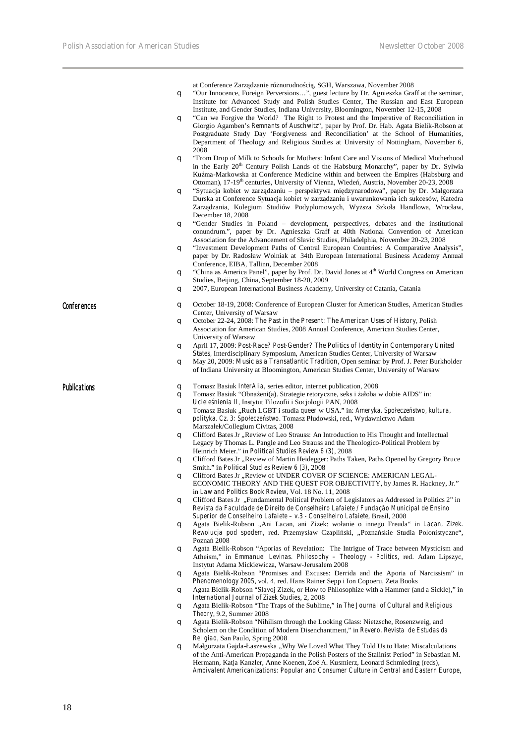- at Conference Zarządzanie różnorodnością, SGH, Warszawa, November 2008
- "Our Innocence, Foreign Perversions…", guest lecture by Dr. Agnieszka Graff at the seminar, Institute for Advanced Study and Polish Studies Center, The Russian and East European Institute, and Gender Studies, Indiana University, Bloomington, November 12-15, 2008
- "Can we Forgive the World? The Right to Protest and the Imperative of Reconciliation in Giorgio Agamben's *Remnants of Auschwitz*", paper by Prof. Dr. Hab. Agata Bielik-Robson at Postgraduate Study Day 'Forgiveness and Reconciliation' at the School of Humanities, Department of Theology and Religious Studies at University of Nottingham, November 6, 2008
- "From Drop of Milk to Schools for Mothers: Infant Care and Visions of Medical Motherhood in the Early 20th Century Polish Lands of the Habsburg Monarchy", paper by Dr. Sylwia Kuźma-Markowska at Conference Medicine within and between the Empires (Habsburg and Ottoman), 17-19th centuries, University of Vienna, Wiedeń, Austria, November 20-23, 2008
- "Sytuacja kobiet w zarządzaniu – perspektywa międzynarodowa", paper by Dr. Małgorzata Durska at Conference Sytuacja kobiet w zarządzaniu i uwarunkowania ich sukcesów, Katedra Zarządzania, Kolegium Studiów Podyplomowych, Wyższa Szkoła Handlowa, Wrocław, December 18, 2008
- "Gender Studies in Poland – development, perspectives, debates and the institutional conundrum.", paper by Dr. Agnieszka Graff at 40th National Convention of American Association for the Advancement of Slavic Studies, Philadelphia, November 20-23, 2008
- "Investment Development Paths of Central European Countries: A Comparative Analysis", paper by Dr. Radosław Wolniak at 34th European International Business Academy Annual Conference, EIBA, Tallinn, December 2008
- "China as America Panel", paper by Prof. Dr. David Jones at 4th World Congress on American Studies, Beijing, China, September 18-20, 2009
- 2007, European International Business Academy, University of Catania, Catania

## Conferences

- October 18-19, 2008: Conference of European Cluster for American Studies, American Studies Center, University of Warsaw
- October 22-24, 2008: *The Past in the Present: The American Uses of History*, Polish Association for American Studies, 2008 Annual Conference, American Studies Center, University of Warsaw
- April 17, 2009: *Post-Race? Post-Gender? The Politics of Identity in Contemporary United States*, Interdisciplinary Symposium, American Studies Center, University of Warsaw
- May 20, 2009: *Music as a Transatlantic Tradition*, Open seminar by Prof. J. Peter Burkholder of Indiana University at Bloomington, American Studies Center, University of Warsaw

## Publications

- Tomasz Basiuk *InterAlia*, series editor, internet publication, 2008
- Tomasz Basiuk "Obnażeni(a). Strategie retoryczne, seks i żałoba w dobie AIDS" in: *Ucieleśnienia II*, Instytut Filozofii i Socjologii PAN, 2008
- Tomasz Basiuk „Ruch LGBT i studia queer w USA." in: *Ameryka. Społeczeństwo, kultura, polityka. Cz. 3: Społeczeństwo.* Tomasz Płudowski, red., Wydawnictwo Adam Marszałek/Collegium Civitas, 2008
- Clifford Bates Jr „Review of Leo Strauss: An Introduction to His Thought and Intellectual Legacy by Thomas L. Pangle and Leo Strauss and the Theologico-Political Problem by Heinrich Meier." in *Political Studies Review 6 (3)*, 2008
- Clifford Bates Jr „Review of Martin Heidegger: Paths Taken, Paths Opened by Gregory Bruce Smith." in *Political Studies Review 6 (3)*, 2008
- Clifford Bates Jr „Review of UNDER COVER OF SCIENCE: AMERICAN LEGAL-ECONOMIC THEORY AND THE QUEST FOR OBJECTIVITY, by James R. Hackney, Jr." in *Law and Politics Book Review*, Vol. 18 No. 11, 2008
- Clifford Bates Jr „Fundamental Political Problem of Legislators as Addressed in Politics 2" in *Revista da Faculdade de Direito de Conselheiro Lafaiete / Fundação Municipal de Ensino Superior de Conselheiro Lafaiete – v.3 - Conselheiro Lafaiete*, Brasil, 2008
- Agata Bielik-Robson „Ani Lacan, ani Zizek: wołanie o innego Freuda" in *Lacan, Zizek. Rewolucja pod spodem*, red. Przemysław Czapliński, „Poznańskie Studia Polonistyczne", Poznań 2008
- Agata Bielik-Robson "Aporias of Revelation: The Intrigue of Trace between Mysticism and Atheism," in *Emmanuel Levinas. Philosophy – Theology - Politics*, red. Adam Lipszyc, Instytut Adama Mickiewicza, Warsaw-Jerusalem 2008
- Agata Bielik-Robson "Promises and Excuses: Derrida and the Aporia of Narcissism" in *Phenomenology 2005*, vol. 4, red. Hans Rainer Sepp i Ion Copoeru, Zeta Books
- Agata Bielik-Robson "Slavoj Zizek, or How to Philosophize with a Hammer (and a Sickle)," in *International Journal of Zizek Studies*, 2, 2008
- Agata Bielik-Robson "The Traps of the Sublime," in *The Journal of Cultural and Religious Theory*, 9.2, Summer 2008
- Agata Bielik-Robson "Nihilism through the Looking Glass: Nietzsche, Rosenzweig, and Scholem on the Condition of Modern Disenchantment," in *Revero. Revista de Estudas da Religiao*, San Paulo, Spring 2008
- Małgorzata Gajda-Łaszewska „Why We Loved What They Told Us to Hate: Miscalculations of the Anti-American Propaganda in the Polish Posters of the Stalinist Period" in Sebastian M. Hermann, Katja Kanzler, Anne Koenen, Zoë A. Kusmierz, Leonard Schmieding (reds), *Ambivalent Americanizations: Popular and Consumer Culture in Central and Eastern Europe*,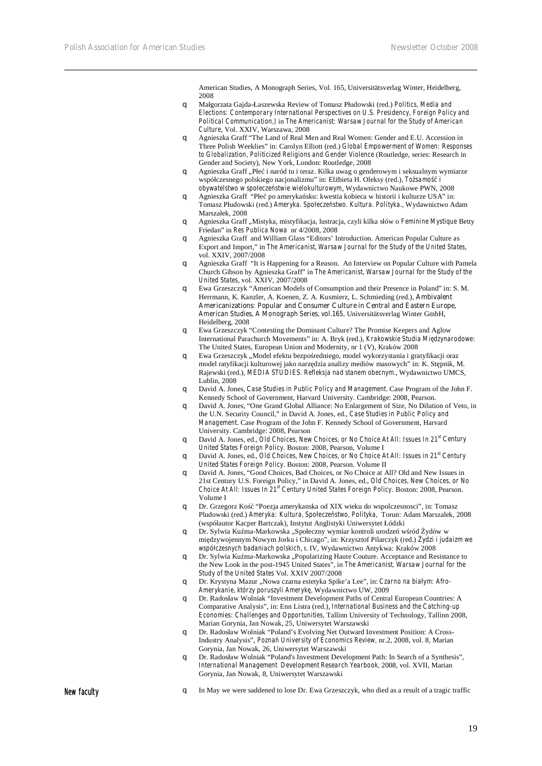American Studies, A Monograph Series, Vol. 165, Universitätsverlag Winter, Heidelberg, 2008

- Małgorzata Gajda-Łaszewska Review of Tomasz Płudowski (red.) *Politics, Media and Elections: Contemporary International Perspectives on U.S. Presidency, Foreign Policy and Political Communication,)* in *The Americanist: Warsaw Journal for the Study of American Culture*, Vol. XXIV, Warszawa, 2008
- Agnieszka Graff "The Land of Real Men and Real Women: Gender and E.U. Accession in Three Polish Weeklies" in: Carolyn Elliott (red.) *Global Empowerment of Women: Responses to Globalization, Politicized Religions and Gender Violence* (Routledge, series: Research in Gender and Society), New York, London: Routledge, 2008
- Agnieszka Graff „Płeć i naród tu i teraz. Kilka uwag o genderowym i seksualnym wymiarze współczesnego polskiego nacjonalizmu" in: Elżbieta H. Oleksy (red.), *Tożsamość i obywatelstwo w społeczeństwie wielokulturowym*, Wydawnictwo Naukowe PWN, 2008
- Agnieszka Graff "Płeć po amerykańsku: kwestia kobieca w historii i kulturze USA" in: Tomasz Płudowski (red.) *Ameryka. Społeczeństwo. Kultura. Polityka.*, Wydawnictwo Adam Marszałek, 2008
- Agnieszka Graff „Mistyka, mistyfikacja, lustracja, czyli kilka słów o *Feminine Mystique* Betty Friedan" in *Res Publica Nowa* nr 4/2008, 2008
- Agnieszka Graff and William Glass "Editors' Introduction. American Popular Culture as Export and Import," in *The Americanist, Warsaw Journal for the Study of the United States*, vol. XXIV, 2007/2008
- Agnieszka Graff "It is Happening for a Reason. An Interview on Popular Culture with Pamela Church Gibson by Agnieszka Graff" in *The Americanist, Warsaw Journal for the Study of the United States*, vol. XXIV, 2007/2008
- Ewa Grzeszczyk "American Models of Consumption and their Presence in Poland" in: S. M. Herrmann, K. Kanzler, A. Koenen, Z. A. Kusmierz, L. Schmieding (red.), *Ambivalent Americanizations: Popular and Consumer Culture in Central and Eastern Europe, American Studies, A Monograph Series, vol.165*, Universitätsverlag Winter GmbH, Heidelberg, 2008
- Ewa Grzeszczyk "Contesting the Dominant Culture? The Promise Keepers and Aglow International Parachurch Movements" in: A. Bryk (red.), *Krakowskie Studia Międzynarodowe:* The United States, European Union and Modernity, nr 1 (V), Kraków 2008
- Ewa Grzeszczyk „Model efektu bezpośredniego, model wykorzystania i gratyfikacji oraz model ratyfikacji kulturowej jako narzędzia analizy mediów masowych" in: K. Stępnik, M. Rajewski (red.), *MEDIA STUDIES. Refleksja nad stanem obecnym.*, Wydawnictwo UMCS, Lublin, 2008
- David A. Jones, *Case Studies in Public Policy and Management*. Case Program of the John F. Kennedy School of Government, Harvard University. Cambridge: 2008, Pearson.
- David A. Jones, "One Grand Global Alliance: No Enlargement of Size, No Dilution of Veto, in the U.N. Security Council," in David A. Jones, ed., *Case Studies in Public Policy and Management*. Case Program of the John F. Kennedy School of Government, Harvard University. Cambridge: 2008, Pearson
- David A. Jones, ed., *Old Choices, New Choices, or No Choice At All: Issues In 21st Century United States Foreign Policy*. Boston: 2008, Pearson, Volume I
- David A. Jones, ed., *Old Choices, New Choices, or No Choice At All: Issues In 21st Century United States Foreign Policy*. Boston: 2008, Pearson. Volume II
- David A. Jones, "Good Choices, Bad Choices, or No Choice at All? Old and New Issues in 21st Century U.S. Foreign Policy," in David A. Jones, ed., *Old Choices, New Choices, or No Choice At All: Issues In 21st Century United States Foreign Policy*. Boston: 2008, Pearson. Volume I
- Dr. Grzegorz Kość "Poezja amerykanska od XIX wieku do wspolczesnosci", in: Tomasz Pludowski (red.) *Ameryka: Kultura, Społeczeństwo, Polityka*, Torun: Adam Marszalek, 2008 (współautor Kacper Bartczak), Instytut Anglistyki Uniwersytet Łódzki
- Dr. Sylwia Kuźma-Markowska „Społeczny wymiar kontroli urodzeń wśród Żydów w międzywojennym Nowym Jorku i Chicago", in: Krzysztof Pilarczyk (red.) *Żydzi i judaizm we współczesnych badaniach polskich*, t. IV, Wydawnictwo Antykwa: Kraków 2008
- Dr. Sylwia Kuźma-Markowska „Popularizing Haute Couture. Acceptance and Resistance to the New Look in the post-1945 United States", in *The Americanist, Warsaw Journal for the Study of the United States* Vol. XXIV 2007/2008
- Dr. Krystyna Mazur „Nowa czarna estetyka Spike'a Lee", in: *Czarno na białym: Afro-Amerykanie, którzy poruszyli Amerykę*, Wydawnictwo UW, 2009
- Dr. Radosław Wolniak "Investment Development Paths of Central European Countries: A Comparative Analysis", in: Enn Listra (red.), *International Business and the Catching-up Economies: Challenges and Opportunities*, Tallinn University of Technology, Tallinn 2008, Marian Gorynia, Jan Nowak, 25, Uniwersytet Warszawski
- Dr. Radosław Wolniak "Poland's Evolving Net Outward Investment Position: A Cross-Industry Analysis", *Poznań University of Economics Review*, nr.2, 2008, vol. 8, Marian Gorynia, Jan Nowak, 26, Uniwersytet Warszawski
- Dr. Radosław Wolniak "Poland's Investment Development Path: In Search of a Synthesis", *International Management Development Research Yearbook*, 2008, vol. XVII, Marian Gorynia, Jan Nowak, 8, Uniwersytet Warszawski

**New faculty**

- In May we were saddened to lose Dr. Ewa Grzeszczyk, who died as a result of a tragic traffic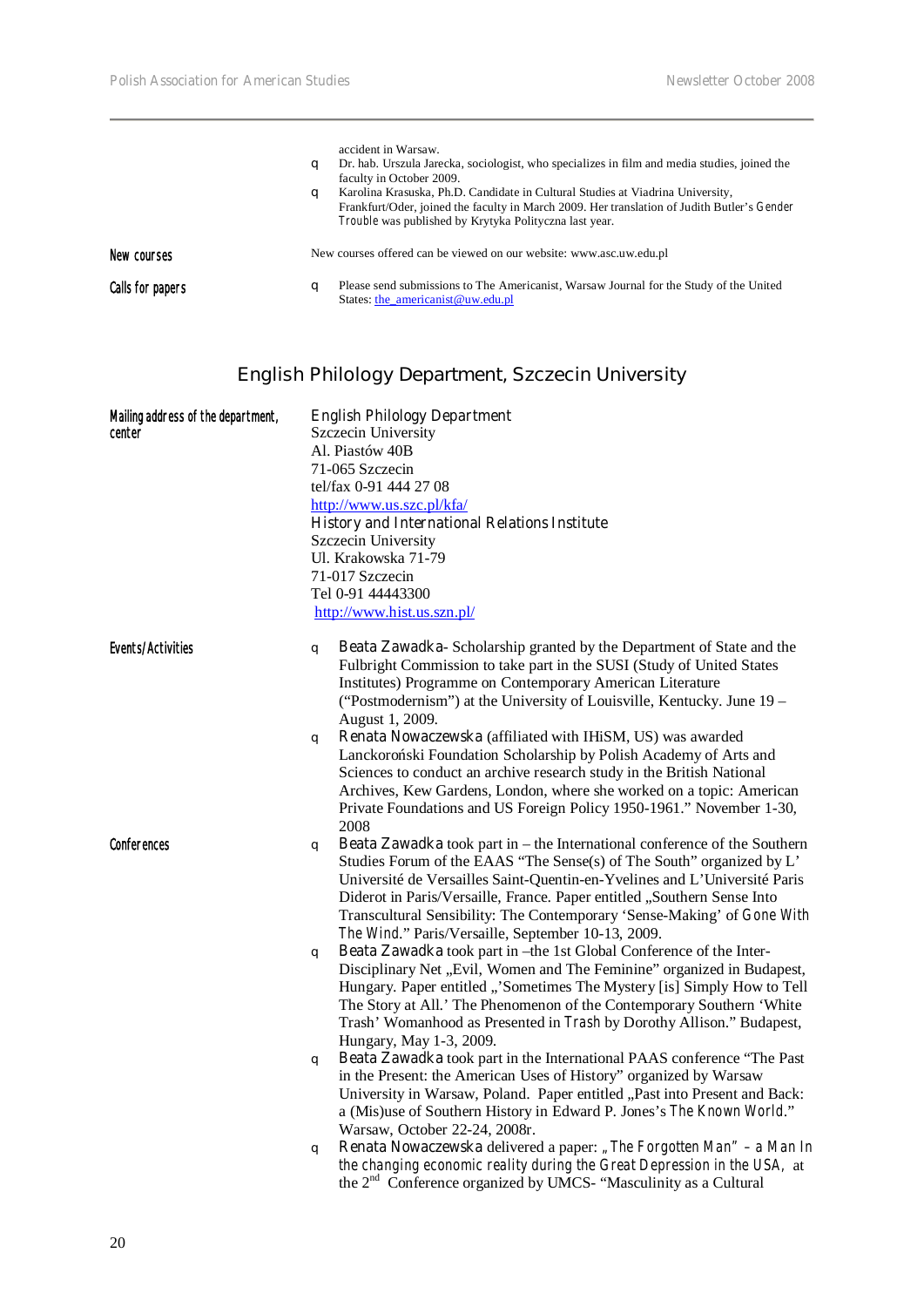accident in Warsaw.

- Dr. hab. Urszula Jarecka, sociologist, who specializes in film and media studies, joined the faculty in October 2009.
- Karolina Krasuska, Ph.D. Candidate in Cultural Studies at Viadrina University, Frankfurt/Oder, joined the faculty in March 2009. Her translation of Judith Butler's *Gender Trouble* was published by Krytyka Polityczna last year.

**New courses**

New courses offered can be viewed on our website: www.asc.uw.edu.pl

**Calls for papers**

- Please send submissions to The Americanist, Warsaw Journal for the Study of the United States: the_americanist@uw.edu.pl

## English Philology Department, Szczecin University

**Mailing address of the department, center**

English Philology Department
Szczecin University
Al. Piastów 40B
71-065 Szczecin
tel/fax 0-91 444 27 08
http://www.us.szc.pl/kfa/
History and International Relations Institute
Szczecin University
Ul. Krakowska 71-79
71-017 Szczecin
Tel 0-91 44443300
http://www.hist.us.szn.pl/

**Events/Activities**

- Beata Zawadka- Scholarship granted by the Department of State and the Fulbright Commission to take part in the SUSI (Study of United States Institutes) Programme on Contemporary American Literature ("Postmodernism") at the University of Louisville, Kentucky. June 19 – August 1, 2009.
- Renata Nowaczewska (affiliated with IHiSM, US) was awarded Lanckoroński Foundation Scholarship by Polish Academy of Arts and Sciences to conduct an archive research study in the British National Archives, Kew Gardens, London, where she worked on a topic: American Private Foundations and US Foreign Policy 1950-1961." November 1-30, 2008

**Conferences**

- Beata Zawadka took part in – the International conference of the Southern Studies Forum of the EAAS "The Sense(s) of The South" organized by L' Université de Versailles Saint-Quentin-en-Yvelines and L'Université Paris Diderot in Paris/Versaille, France. Paper entitled „Southern Sense Into Transcultural Sensibility: The Contemporary 'Sense-Making' of *Gone With The Wind*." Paris/Versaille, September 10-13, 2009.
- Beata Zawadka took part in –the 1st Global Conference of the Inter-Disciplinary Net „Evil, Women and The Feminine" organized in Budapest, Hungary. Paper entitled „'Sometimes The Mystery [is] Simply How to Tell The Story at All.' The Phenomenon of the Contemporary Southern 'White Trash' Womanhood as Presented in *Trash* by Dorothy Allison." Budapest, Hungary, May 1-3, 2009.
- Beata Zawadka took part in the International PAAS conference "The Past in the Present: the American Uses of History" organized by Warsaw University in Warsaw, Poland. Paper entitled „Past into Present and Back: a (Mis)use of Southern History in Edward P. Jones's *The Known World*." Warsaw, October 22-24, 2008r.
- Renata Nowaczewska delivered a paper: „ *The Forgotten Man" – a Man In the changing economic reality during the Great Depression in the USA,* at the 2nd Conference organized by UMCS- "Masculinity as a Cultural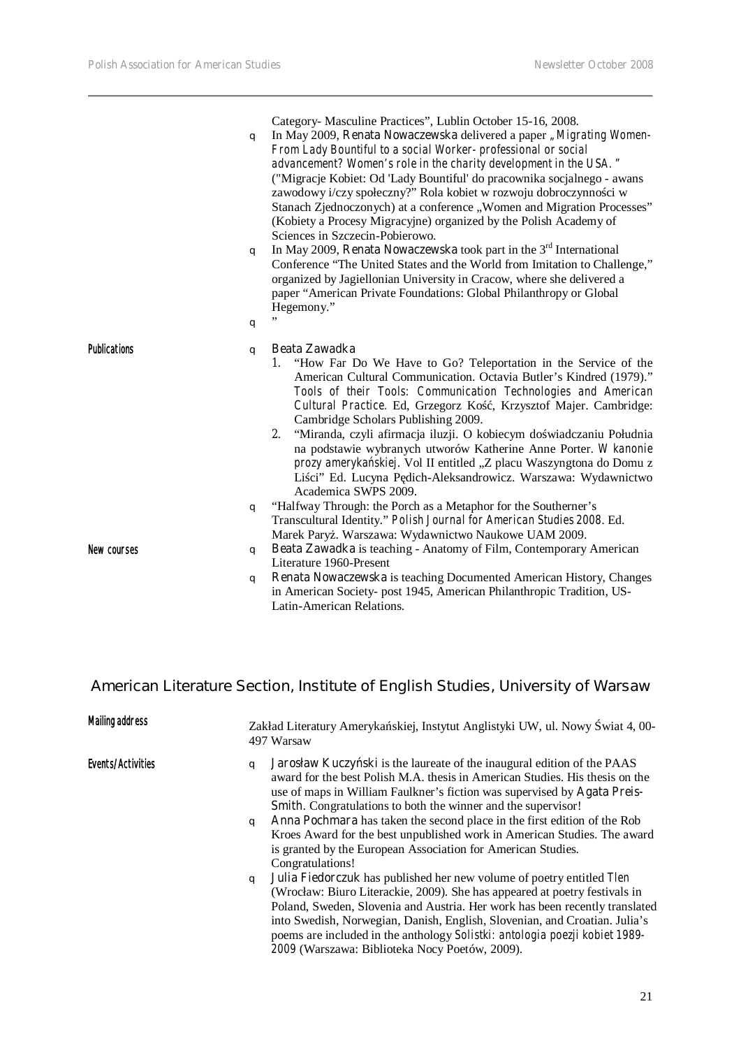Category- Masculine Practices", Lublin October 15-16, 2008.

- In May 2009, **Renata Nowaczewska** delivered a paper *„Migrating Women- From Lady Bountiful to a social Worker- professional or social advancement? Women's role in the charity development in the USA. "* ("Migracje Kobiet: Od 'Lady Bountiful' do pracownika socjalnego - awans zawodowy i/czy społeczny?" Rola kobiet w rozwoju dobroczynności w Stanach Zjednoczonych) at a conference „Women and Migration Processes" (Kobiety a Procesy Migracyjne) organized by the Polish Academy of Sciences in Szczecin-Pobierowo.
- In May 2009, **Renata Nowaczewska** took part in the 3rd International Conference "The United States and the World from Imitation to Challenge," organized by Jagiellonian University in Cracow, where she delivered a paper "American Private Foundations: Global Philanthropy or Global Hegemony."
- "

**Publications**

- **Beata Zawadka**
  1. "How Far Do We Have to Go? Teleportation in the Service of the American Cultural Communication. Octavia Butler's Kindred (1979)." *Tools of their Tools: Communication Technologies and American Cultural Practice*. Ed, Grzegorz Kość, Krzysztof Majer. Cambridge: Cambridge Scholars Publishing 2009.
  2. "Miranda, czyli afirmacja iluzji. O kobiecym doświadczaniu Południa na podstawie wybranych utworów Katherine Anne Porter. *W kanonie prozy amerykańskiej*. Vol II entitled „Z placu Waszyngtona do Domu z Liści" Ed. Lucyna Pędich-Aleksandrowicz. Warszawa: Wydawnictwo Academica SWPS 2009.
- "Halfway Through: the Porch as a Metaphor for the Southerner's Transcultural Identity." *Polish Journal for American Studies 2008*. Ed. Marek Paryż. Warszawa: Wydawnictwo Naukowe UAM 2009.

**New courses**

- **Beata Zawadka** is teaching - Anatomy of Film, Contemporary American Literature 1960-Present
- **Renata Nowaczewska** is teaching Documented American History, Changes in American Society- post 1945, American Philanthropic Tradition, US-Latin-American Relations.

## American Literature Section, Institute of English Studies, University of Warsaw

**Mailing address**

Zakład Literatury Amerykańskiej, Instytut Anglistyki UW, ul. Nowy Świat 4, 00-497 Warsaw

**Events/Activities**

- **Jarosław Kuczyński** is the laureate of the inaugural edition of the PAAS award for the best Polish M.A. thesis in American Studies. His thesis on the use of maps in William Faulkner's fiction was supervised by **Agata Preis-Smith**. Congratulations to both the winner and the supervisor!
- **Anna Pochmara** has taken the second place in the first edition of the Rob Kroes Award for the best unpublished work in American Studies. The award is granted by the European Association for American Studies. Congratulations!
- **Julia Fiedorczuk** has published her new volume of poetry entitled *Tlen* (Wrocław: Biuro Literackie, 2009). She has appeared at poetry festivals in Poland, Sweden, Slovenia and Austria. Her work has been recently translated into Swedish, Norwegian, Danish, English, Slovenian, and Croatian. Julia's poems are included in the anthology *Solistki: antologia poezji kobiet 1989-2009* (Warszawa: Biblioteka Nocy Poetów, 2009).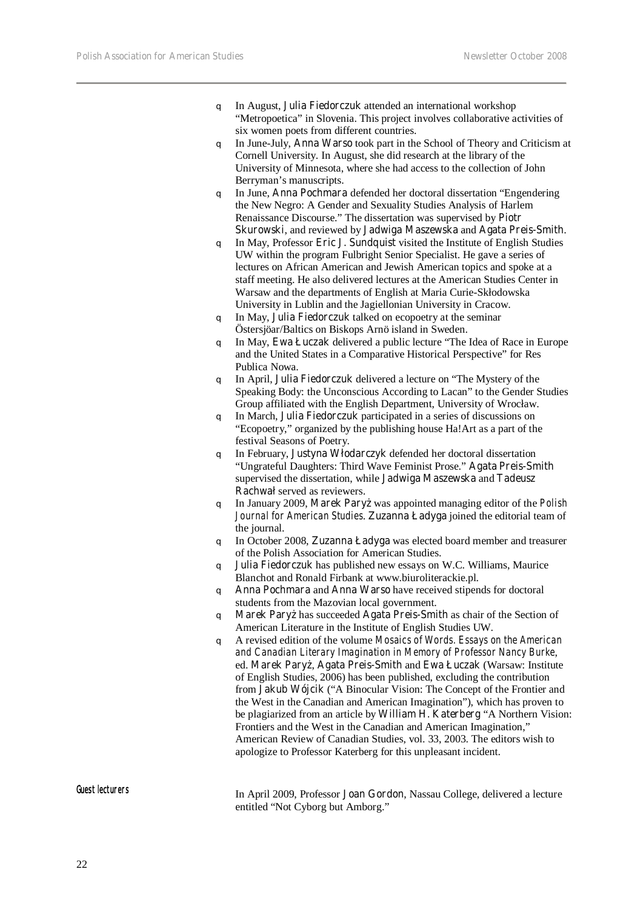- In August, Julia Fiedorczuk attended an international workshop "Metropoetica" in Slovenia. This project involves collaborative activities of six women poets from different countries.
- In June-July, Anna Warso took part in the School of Theory and Criticism at Cornell University. In August, she did research at the library of the University of Minnesota, where she had access to the collection of John Berryman's manuscripts.
- In June, Anna Pochmara defended her doctoral dissertation "Engendering the New Negro: A Gender and Sexuality Studies Analysis of Harlem Renaissance Discourse." The dissertation was supervised by Piotr Skurowski, and reviewed by Jadwiga Maszewska and Agata Preis-Smith.
- In May, Professor Eric J. Sundquist visited the Institute of English Studies UW within the program Fulbright Senior Specialist. He gave a series of lectures on African American and Jewish American topics and spoke at a staff meeting. He also delivered lectures at the American Studies Center in Warsaw and the departments of English at Maria Curie-Skłodowska University in Lublin and the Jagiellonian University in Cracow.
- In May, Julia Fiedorczuk talked on ecopoetry at the seminar Östersjöar/Baltics on Biskops Arnö island in Sweden.
- In May, Ewa Łuczak delivered a public lecture "The Idea of Race in Europe and the United States in a Comparative Historical Perspective" for Res Publica Nowa.
- In April, Julia Fiedorczuk delivered a lecture on "The Mystery of the Speaking Body: the Unconscious According to Lacan" to the Gender Studies Group affiliated with the English Department, University of Wrocław.
- In March, Julia Fiedorczuk participated in a series of discussions on "Ecopoetry," organized by the publishing house Ha!Art as a part of the festival Seasons of Poetry.
- In February, Justyna Włodarczyk defended her doctoral dissertation "Ungrateful Daughters: Third Wave Feminist Prose." Agata Preis-Smith supervised the dissertation, while Jadwiga Maszewska and Tadeusz Rachwał served as reviewers.
- In January 2009, Marek Paryż was appointed managing editor of the *Polish Journal for American Studies*. Zuzanna Ładyga joined the editorial team of the journal.
- In October 2008, Zuzanna Ładyga was elected board member and treasurer of the Polish Association for American Studies.
- Julia Fiedorczuk has published new essays on W.C. Williams, Maurice Blanchot and Ronald Firbank at www.biuroliterackie.pl.
- Anna Pochmara and Anna Warso have received stipends for doctoral students from the Mazovian local government.
- Marek Paryż has succeeded Agata Preis-Smith as chair of the Section of American Literature in the Institute of English Studies UW.
- A revised edition of the volume *Mosaics of Words. Essays on the American and Canadian Literary Imagination in Memory of Professor Nancy Burke*, ed. Marek Paryż, Agata Preis-Smith and Ewa Łuczak (Warsaw: Institute of English Studies, 2006) has been published, excluding the contribution from Jakub Wójcik ("A Binocular Vision: The Concept of the Frontier and the West in the Canadian and American Imagination"), which has proven to be plagiarized from an article by William H. Katerberg "A Northern Vision: Frontiers and the West in the Canadian and American Imagination," American Review of Canadian Studies, vol. 33, 2003. The editors wish to apologize to Professor Katerberg for this unpleasant incident.

**Guest lecturers**

In April 2009, Professor Joan Gordon, Nassau College, delivered a lecture entitled "Not Cyborg but Amborg."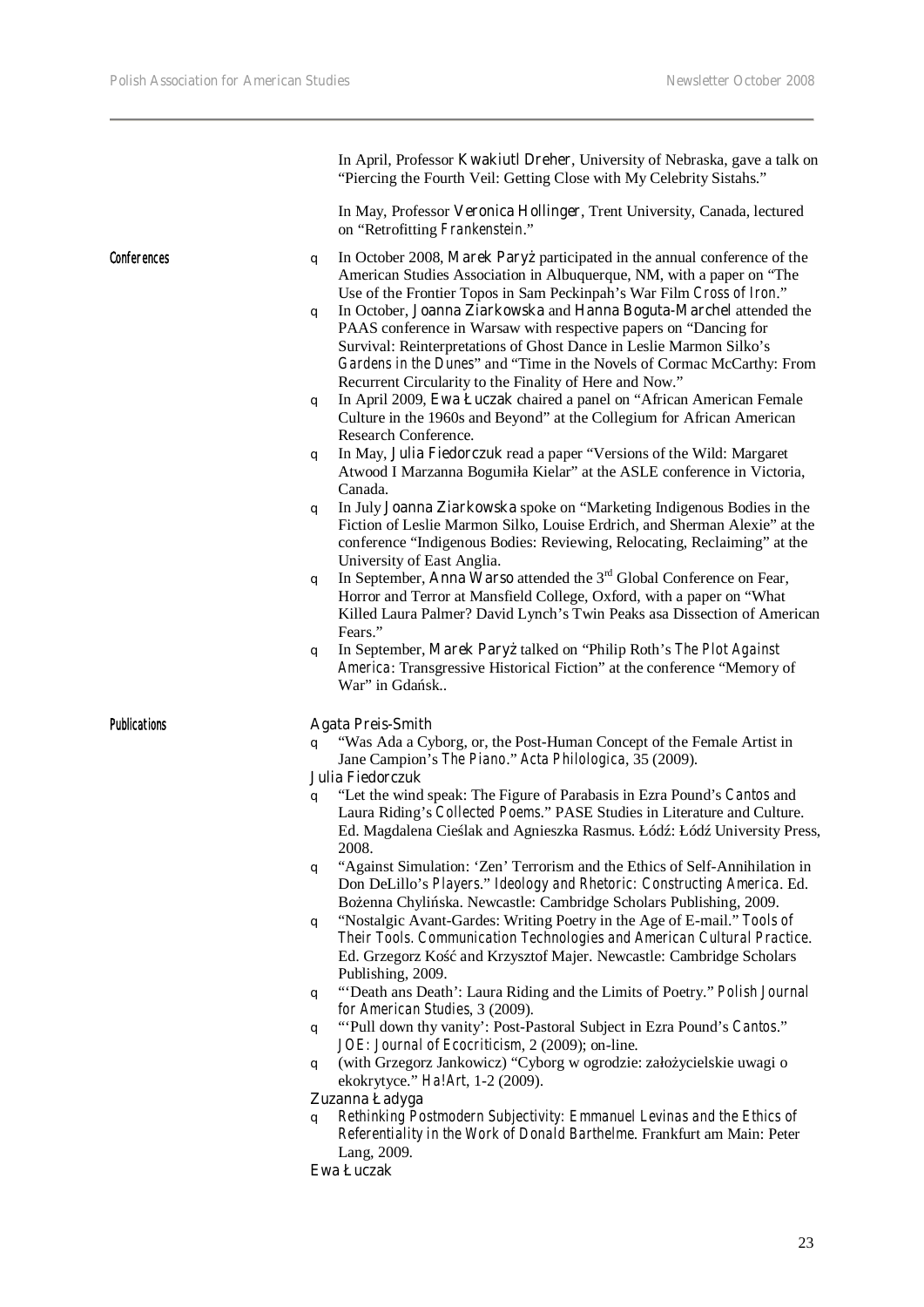In April, Professor **Kwakiutl Dreher**, University of Nebraska, gave a talk on "Piercing the Fourth Veil: Getting Close with My Celebrity Sistahs."

In May, Professor **Veronica Hollinger**, Trent University, Canada, lectured on "Retrofitting *Frankenstein*."

## Conferences

- In October 2008, **Marek Paryż** participated in the annual conference of the American Studies Association in Albuquerque, NM, with a paper on "The Use of the Frontier Topos in Sam Peckinpah's War Film *Cross of Iron*."
- In October, **Joanna Ziarkowska** and **Hanna Boguta-Marchel** attended the PAAS conference in Warsaw with respective papers on "Dancing for Survival: Reinterpretations of Ghost Dance in Leslie Marmon Silko's *Gardens in the Dunes*" and "Time in the Novels of Cormac McCarthy: From Recurrent Circularity to the Finality of Here and Now."
- In April 2009, **Ewa Łuczak** chaired a panel on "African American Female Culture in the 1960s and Beyond" at the Collegium for African American Research Conference.
- In May, **Julia Fiedorczuk** read a paper "Versions of the Wild: Margaret Atwood I Marzanna Bogumiła Kielar" at the ASLE conference in Victoria, Canada.
- In July **Joanna Ziarkowska** spoke on "Marketing Indigenous Bodies in the Fiction of Leslie Marmon Silko, Louise Erdrich, and Sherman Alexie" at the conference "Indigenous Bodies: Reviewing, Relocating, Reclaiming" at the University of East Anglia.
- In September, **Anna Warso** attended the 3rd Global Conference on Fear, Horror and Terror at Mansfield College, Oxford, with a paper on "What Killed Laura Palmer? David Lynch's Twin Peaks asa Dissection of American Fears."
- In September, **Marek Paryż** talked on "Philip Roth's *The Plot Against America*: Transgressive Historical Fiction" at the conference "Memory of War" in Gdańsk..

## Publications

**Agata Preis-Smith**

- "Was Ada a Cyborg, or, the Post-Human Concept of the Female Artist in Jane Campion's *The Piano*." *Acta Philologica*, 35 (2009).

**Julia Fiedorczuk**

- "Let the wind speak: The Figure of Parabasis in Ezra Pound's *Cantos* and Laura Riding's *Collected Poems*." PASE Studies in Literature and Culture. Ed. Magdalena Cieślak and Agnieszka Rasmus. Łódź: Łódź University Press, 2008.
- "Against Simulation: 'Zen' Terrorism and the Ethics of Self-Annihilation in Don DeLillo's *Players*." *Ideology and Rhetoric: Constructing America*. Ed. Bożenna Chylińska. Newcastle: Cambridge Scholars Publishing, 2009.
- "Nostalgic Avant-Gardes: Writing Poetry in the Age of E-mail." *Tools of Their Tools. Communication Technologies and American Cultural Practice*. Ed. Grzegorz Kość and Krzysztof Majer. Newcastle: Cambridge Scholars Publishing, 2009.
- "'Death ans Death': Laura Riding and the Limits of Poetry." *Polish Journal for American Studies*, 3 (2009).
- "'Pull down thy vanity': Post-Pastoral Subject in Ezra Pound's *Cantos*." *JOE: Journal of Ecocriticism*, 2 (2009); on-line.
- (with Grzegorz Jankowicz) "Cyborg w ogrodzie: założycielskie uwagi o ekokrytyce." *Ha!Art*, 1-2 (2009).

**Zuzanna Ładyga**

- *Rethinking Postmodern Subjectivity: Emmanuel Levinas and the Ethics of Referentiality in the Work of Donald Barthelme*. Frankfurt am Main: Peter Lang, 2009.

**Ewa Łuczak**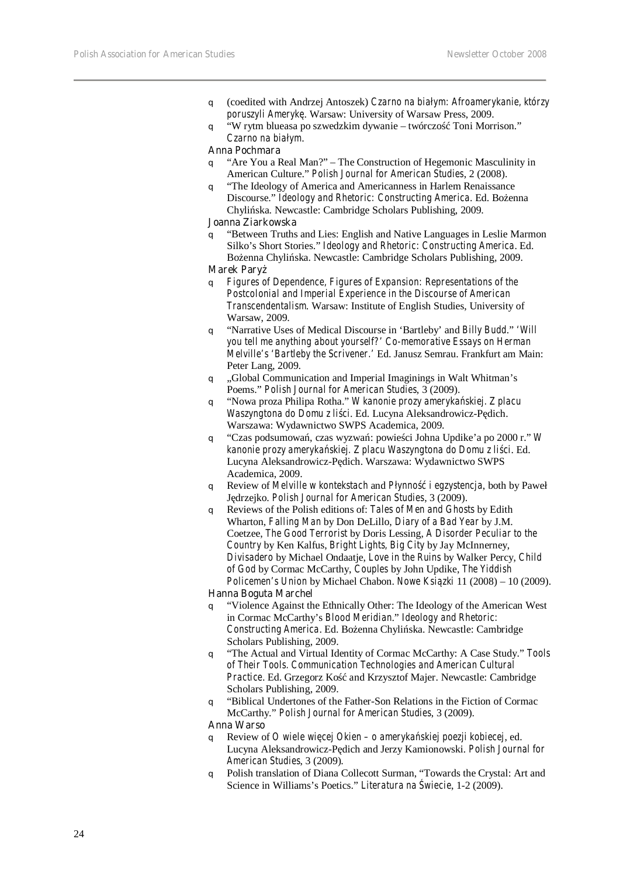- (coedited with Andrzej Antoszek) *Czarno na białym: Afroamerykanie, którzy poruszyli Amerykę*. Warsaw: University of Warsaw Press, 2009.
- "W rytm blueasa po szwedzkim dywanie – twórczość Toni Morrison." *Czarno na białym*.

Anna Pochmara

- "Are You a Real Man?" – The Construction of Hegemonic Masculinity in American Culture." *Polish Journal for American Studies*, 2 (2008).
- "The Ideology of America and Americanness in Harlem Renaissance Discourse." *Ideology and Rhetoric: Constructing America*. Ed. Bożenna Chylińska. Newcastle: Cambridge Scholars Publishing, 2009.

Joanna Ziarkowska

- "Between Truths and Lies: English and Native Languages in Leslie Marmon Silko's Short Stories." *Ideology and Rhetoric: Constructing America*. Ed. Bożenna Chylińska. Newcastle: Cambridge Scholars Publishing, 2009.

Marek Paryż

- *Figures of Dependence, Figures of Expansion: Representations of the Postcolonial and Imperial Experience in the Discourse of American Transcendentalism*. Warsaw: Institute of English Studies, University of Warsaw, 2009.
- "Narrative Uses of Medical Discourse in 'Bartleby' and *Billy Budd*." *'Will you tell me anything about yourself?' Co-memorative Essays on Herman Melville's 'Bartleby the Scrivener.'* Ed. Janusz Semrau. Frankfurt am Main: Peter Lang, 2009.
- „Global Communication and Imperial Imaginings in Walt Whitman's Poems." *Polish Journal for American Studies*, 3 (2009).
- "Nowa proza Philipa Rotha." *W kanonie prozy amerykańskiej. Z placu Waszyngtona do Domu z liści*. Ed. Lucyna Aleksandrowicz-Pędich. Warszawa: Wydawnictwo SWPS Academica, 2009.
- "Czas podsumowań, czas wyzwań: powieści Johna Updike'a po 2000 r." *W kanonie prozy amerykańskiej. Z placu Waszyngtona do Domu z liści*. Ed. Lucyna Aleksandrowicz-Pędich. Warszawa: Wydawnictwo SWPS Academica, 2009.
- Review of *Melville w kontekstach* and *Płynność i egzystencja*, both by Paweł Jędrzejko. *Polish Journal for American Studies*, 3 (2009).
- Reviews of the Polish editions of: *Tales of Men and Ghosts* by Edith Wharton, *Falling Man* by Don DeLillo, *Diary of a Bad Year* by J.M. Coetzee, *The Good Terrorist* by Doris Lessing, *A Disorder Peculiar to the Country* by Ken Kalfus, *Bright Lights, Big City* by Jay McInnerney, *Divisadero* by Michael Ondaatje, *Love in the Ruins* by Walker Percy, *Child of God* by Cormac McCarthy, *Couples* by John Updike, *The Yiddish Policemen's Union* by Michael Chabon. *Nowe Książki* 11 (2008) – 10 (2009).

Hanna Boguta Marchel

- "Violence Against the Ethnically Other: The Ideology of the American West in Cormac McCarthy's *Blood Meridian*." *Ideology and Rhetoric: Constructing America*. Ed. Bożenna Chylińska. Newcastle: Cambridge Scholars Publishing, 2009.
- "The Actual and Virtual Identity of Cormac McCarthy: A Case Study." *Tools of Their Tools. Communication Technologies and American Cultural Practice*. Ed. Grzegorz Kość and Krzysztof Majer. Newcastle: Cambridge Scholars Publishing, 2009.
- "Biblical Undertones of the Father-Son Relations in the Fiction of Cormac McCarthy." *Polish Journal for American Studies*, 3 (2009).

Anna Warso

- Review of *O wiele więcej Okien – o amerykańskiej poezji kobiecej*, ed. Lucyna Aleksandrowicz-Pędich and Jerzy Kamionowski. *Polish Journal for American Studies*, 3 (2009).
- Polish translation of Diana Collecott Surman, "Towards the Crystal: Art and Science in Williams's Poetics." *Literatura na Świecie*, 1-2 (2009).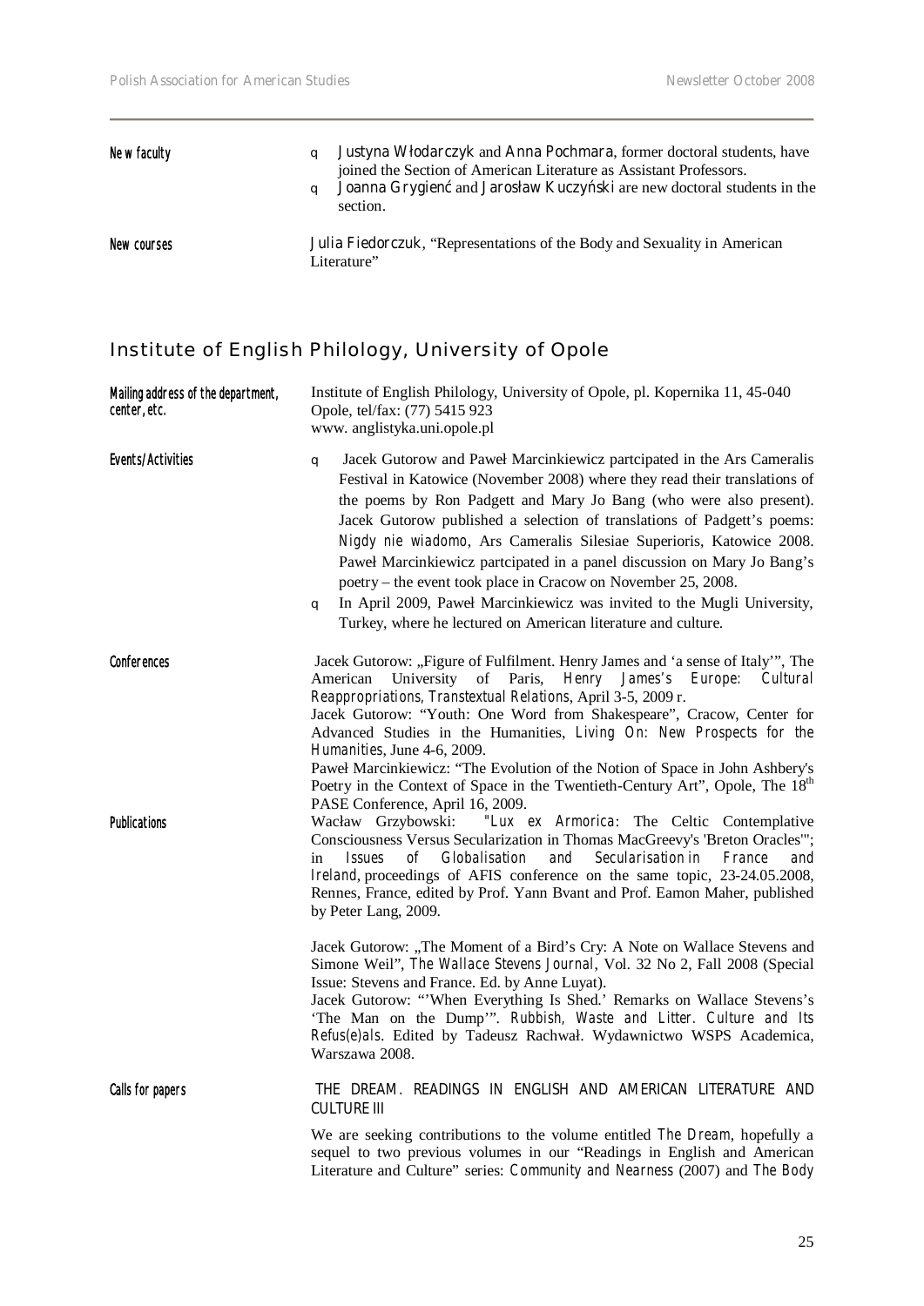**New faculty**

- **Justyna Włodarczyk** and **Anna Pochmara**, former doctoral students, have joined the Section of American Literature as Assistant Professors.
- **Joanna Grygienć** and **Jarosław Kuczyński** are new doctoral students in the section.

**New courses**

**Julia Fiedorczuk**, "Representations of the Body and Sexuality in American Literature"

## Institute of English Philology, University of Opole

**Mailing address of the department, center, etc.**

Institute of English Philology, University of Opole, pl. Kopernika 11, 45-040 Opole, tel/fax: (77) 5415 923
www. anglistyka.uni.opole.pl

**Events/Activities**

- Jacek Gutorow and Paweł Marcinkiewicz partcipated in the Ars Cameralis Festival in Katowice (November 2008) where they read their translations of the poems by Ron Padgett and Mary Jo Bang (who were also present). Jacek Gutorow published a selection of translations of Padgett's poems: *Nigdy nie wiadomo*, Ars Cameralis Silesiae Superioris, Katowice 2008. Paweł Marcinkiewicz partcipated in a panel discussion on Mary Jo Bang's poetry – the event took place in Cracow on November 25, 2008.
- In April 2009, Paweł Marcinkiewicz was invited to the Mugli University, Turkey, where he lectured on American literature and culture.

**Conferences**

Jacek Gutorow: „Figure of Fulfilment. Henry James and 'a sense of Italy'", The American University of Paris, *Henry James's Europe: Cultural Reappropriations, Transtextual Relations*, April 3-5, 2009 r.
Jacek Gutorow: "Youth: One Word from Shakespeare", Cracow, Center for Advanced Studies in the Humanities, *Living On: New Prospects for the Humanities*, June 4-6, 2009.
Paweł Marcinkiewicz: "The Evolution of the Notion of Space in John Ashbery's Poetry in the Context of Space in the Twentieth-Century Art", Opole, The 18th PASE Conference, April 16, 2009.

**Publications**

Wacław Grzybowski: "*Lux ex Armorica*: The Celtic Contemplative Consciousness Versus Secularization in Thomas MacGreevy's 'Breton Oracles'"; in *Issues of Globalisation and Secularisation in France and Ireland*, proceedings of AFIS conference on the same topic, 23-24.05.2008, Rennes, France, edited by Prof. Yann Bvant and Prof. Eamon Maher, published by Peter Lang, 2009.

Jacek Gutorow: „The Moment of a Bird's Cry: A Note on Wallace Stevens and Simone Weil", *The Wallace Stevens Journal*, Vol. 32 No 2, Fall 2008 (Special Issue: Stevens and France. Ed. by Anne Luyat).
Jacek Gutorow: "'When Everything Is Shed.' Remarks on Wallace Stevens's 'The Man on the Dump'". *Rubbish, Waste and Litter. Culture and Its Refus(e)als*. Edited by Tadeusz Rachwał. Wydawnictwo WSPS Academica, Warszawa 2008.

**Calls for papers**

THE DREAM. READINGS IN ENGLISH AND AMERICAN LITERATURE AND CULTURE III

We are seeking contributions to the volume entitled *The Dream*, hopefully a sequel to two previous volumes in our "Readings in English and American Literature and Culture" series: *Community and Nearness* (2007) and *The Body*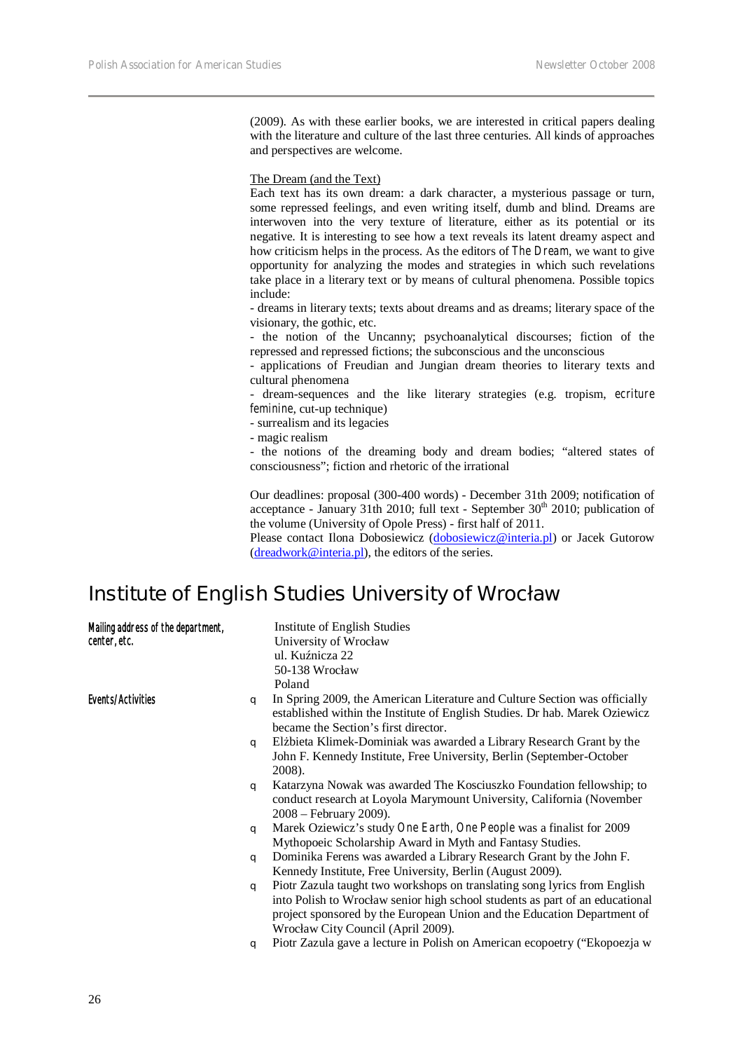(2009). As with these earlier books, we are interested in critical papers dealing with the literature and culture of the last three centuries. All kinds of approaches and perspectives are welcome.

The Dream (and the Text)

Each text has its own dream: a dark character, a mysterious passage or turn, some repressed feelings, and even writing itself, dumb and blind. Dreams are interwoven into the very texture of literature, either as its potential or its negative. It is interesting to see how a text reveals its latent dreamy aspect and how criticism helps in the process. As the editors of *The Dream*, we want to give opportunity for analyzing the modes and strategies in which such revelations take place in a literary text or by means of cultural phenomena. Possible topics include:

- dreams in literary texts; texts about dreams and as dreams; literary space of the visionary, the gothic, etc.
- the notion of the Uncanny; psychoanalytical discourses; fiction of the repressed and repressed fictions; the subconscious and the unconscious
- applications of Freudian and Jungian dream theories to literary texts and cultural phenomena
- dream-sequences and the like literary strategies (e.g. tropism, *ecriture feminine*, cut-up technique)
- surrealism and its legacies
- magic realism
- the notions of the dreaming body and dream bodies; "altered states of consciousness"; fiction and rhetoric of the irrational

Our deadlines: proposal (300-400 words) - December 31th 2009; notification of acceptance - January 31th 2010; full text - September 30th 2010; publication of the volume (University of Opole Press) - first half of 2011.
Please contact Ilona Dobosiewicz (dobosiewicz@interia.pl) or Jacek Gutorow (dreadwork@interia.pl), the editors of the series.

# Institute of English Studies University of Wrocław

**Mailing address of the department, center, etc.**

Institute of English Studies
University of Wrocław
ul. Kuźnicza 22
50-138 Wrocław
Poland

**Events/Activities**

- In Spring 2009, the American Literature and Culture Section was officially established within the Institute of English Studies. Dr hab. Marek Oziewicz became the Section's first director.
- Elżbieta Klimek-Dominiak was awarded a Library Research Grant by the John F. Kennedy Institute, Free University, Berlin (September-October 2008).
- Katarzyna Nowak was awarded The Kosciuszko Foundation fellowship; to conduct research at Loyola Marymount University, California (November 2008 – February 2009).
- Marek Oziewicz's study *One Earth, One People* was a finalist for 2009 Mythopoeic Scholarship Award in Myth and Fantasy Studies.
- Dominika Ferens was awarded a Library Research Grant by the John F. Kennedy Institute, Free University, Berlin (August 2009).
- Piotr Zazula taught two workshops on translating song lyrics from English into Polish to Wrocław senior high school students as part of an educational project sponsored by the European Union and the Education Department of Wrocław City Council (April 2009).
- Piotr Zazula gave a lecture in Polish on American ecopoetry ("Ekopoezja w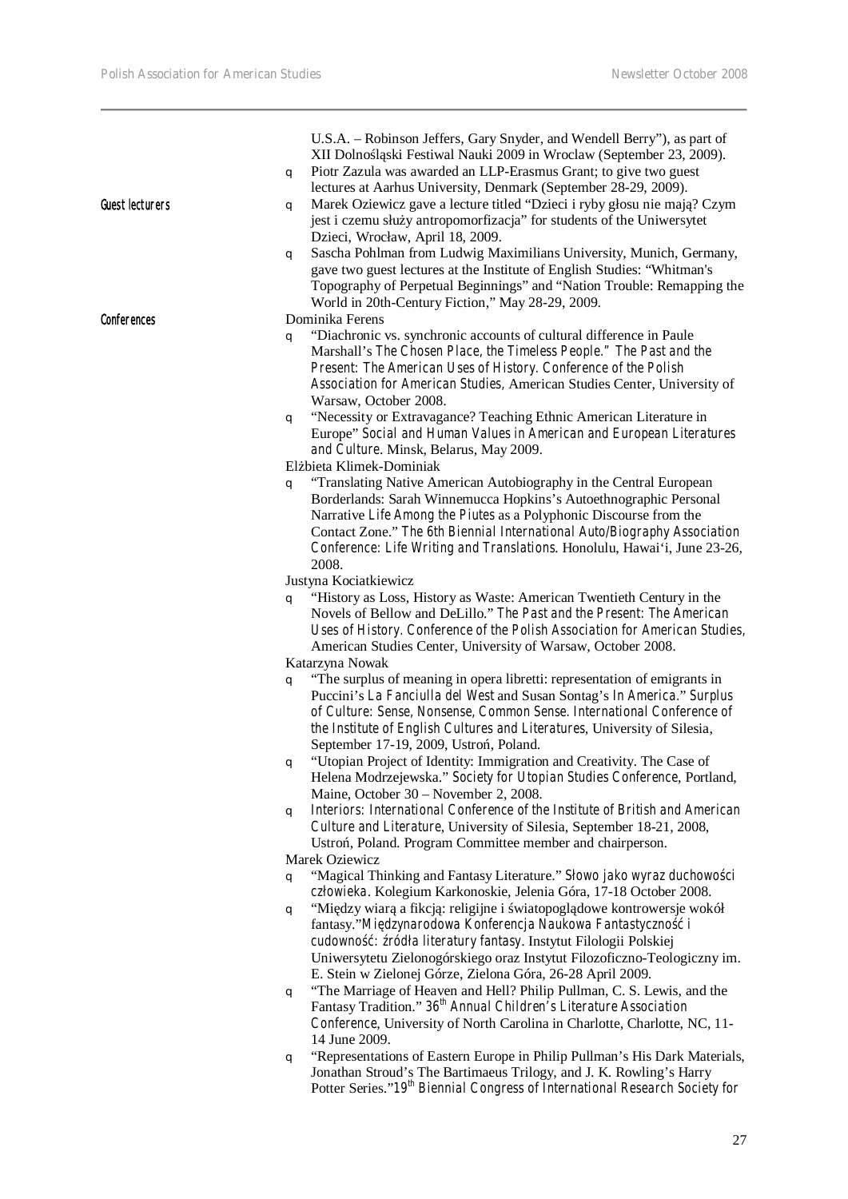U.S.A. – Robinson Jeffers, Gary Snyder, and Wendell Berry"), as part of XII Dolnośląski Festiwal Nauki 2009 in Wroclaw (September 23, 2009).

- Piotr Zazula was awarded an LLP-Erasmus Grant; to give two guest lectures at Aarhus University, Denmark (September 28-29, 2009).

**Guest lecturers**

- Marek Oziewicz gave a lecture titled "Dzieci i ryby głosu nie mają? Czym jest i czemu służy antropomorfizacja" for students of the Uniwersytet Dzieci, Wrocław, April 18, 2009.
- Sascha Pohlman from Ludwig Maximilians University, Munich, Germany, gave two guest lectures at the Institute of English Studies: "Whitman's Topography of Perpetual Beginnings" and "Nation Trouble: Remapping the World in 20th-Century Fiction," May 28-29, 2009.

**Conferences**

Dominika Ferens

- "Diachronic vs. synchronic accounts of cultural difference in Paule Marshall's *The Chosen Place, the Timeless People*." *The Past and the Present: The American Uses of History. Conference of the Polish Association for American Studies*, American Studies Center, University of Warsaw, October 2008.
- "Necessity or Extravagance? Teaching Ethnic American Literature in Europe" *Social and Human Values in American and European Literatures and Culture*. Minsk, Belarus, May 2009.

Elżbieta Klimek-Dominiak

- "Translating Native American Autobiography in the Central European Borderlands: Sarah Winnemucca Hopkins's Autoethnographic Personal Narrative *Life Among the Piutes* as a Polyphonic Discourse from the Contact Zone." *The 6th Biennial International Auto/Biography Association Conference: Life Writing and Translations*. Honolulu, Hawai'i, June 23-26, 2008.

Justyna Kociatkiewicz

- "History as Loss, History as Waste: American Twentieth Century in the Novels of Bellow and DeLillo." *The Past and the Present: The American Uses of History. Conference of the Polish Association for American Studies*, American Studies Center, University of Warsaw, October 2008.

Katarzyna Nowak

- "The surplus of meaning in opera libretti: representation of emigrants in Puccini's *La Fanciulla del West* and Susan Sontag's *In America*." *Surplus of Culture: Sense, Nonsense, Common Sense. International Conference of the Institute of English Cultures and Literatures*, University of Silesia, September 17-19, 2009, Ustroń, Poland.
- "Utopian Project of Identity: Immigration and Creativity. The Case of Helena Modrzejewska." *Society for Utopian Studies Conference*, Portland, Maine, October 30 – November 2, 2008.
- *Interiors: International Conference of the Institute of British and American Culture and Literature*, University of Silesia, September 18-21, 2008, Ustroń, Poland. Program Committee member and chairperson.

Marek Oziewicz

- "Magical Thinking and Fantasy Literature." *Słowo jako wyraz duchowości człowieka*. Kolegium Karkonoskie, Jelenia Góra, 17-18 October 2008.
- "Między wiarą a fikcją: religijne i światopoglądowe kontrowersje wokół fantasy."*Międzynarodowa Konferencja Naukowa Fantastyczność i cudowność: źródła literatury fantasy*. Instytut Filologii Polskiej Uniwersytetu Zielonogórskiego oraz Instytut Filozoficzno-Teologiczny im. E. Stein w Zielonej Górze, Zielona Góra, 26-28 April 2009.
- "The Marriage of Heaven and Hell? Philip Pullman, C. S. Lewis, and the Fantasy Tradition." *36th Annual Children's Literature Association Conference*, University of North Carolina in Charlotte, Charlotte, NC, 11-14 June 2009.
- "Representations of Eastern Europe in Philip Pullman's His Dark Materials, Jonathan Stroud's The Bartimaeus Trilogy, and J. K. Rowling's Harry Potter Series."*19th Biennial Congress of International Research Society for*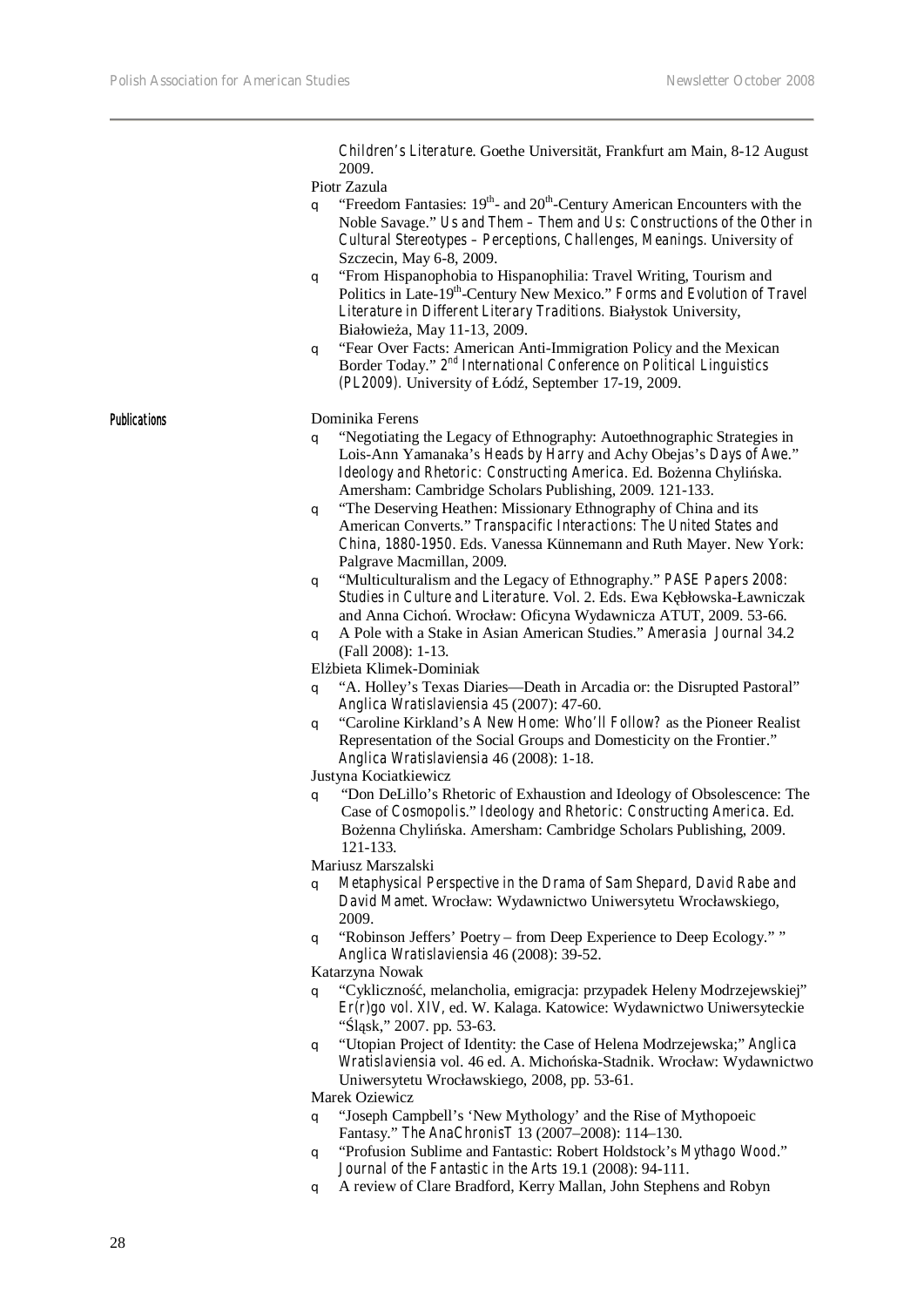*Children's Literature*. Goethe Universität, Frankfurt am Main, 8-12 August 2009.

Piotr Zazula

- "Freedom Fantasies: 19th- and 20th-Century American Encounters with the Noble Savage." *Us and Them – Them and Us: Constructions of the Other in Cultural Stereotypes – Perceptions, Challenges, Meanings*. University of Szczecin, May 6-8, 2009.
- "From Hispanophobia to Hispanophilia: Travel Writing, Tourism and Politics in Late-19th-Century New Mexico." *Forms and Evolution of Travel Literature in Different Literary Traditions*. Białystok University, Białowieża, May 11-13, 2009.
- "Fear Over Facts: American Anti-Immigration Policy and the Mexican Border Today." *2nd International Conference on Political Linguistics (PL2009)*. University of Łódź, September 17-19, 2009.

**Publications**

Dominika Ferens

- "Negotiating the Legacy of Ethnography: Autoethnographic Strategies in Lois-Ann Yamanaka's *Heads by Harry* and Achy Obejas's *Days of Awe*." *Ideology and Rhetoric: Constructing America*. Ed. Bożenna Chylińska. Amersham: Cambridge Scholars Publishing, 2009. 121-133.
- "The Deserving Heathen: Missionary Ethnography of China and its American Converts." *Transpacific Interactions: The United States and China, 1880-1950*. Eds. Vanessa Künnemann and Ruth Mayer. New York: Palgrave Macmillan, 2009.
- "Multiculturalism and the Legacy of Ethnography." *PASE Papers 2008: Studies in Culture and Literature*. Vol. 2. Eds. Ewa Kębłowska-Ławniczak and Anna Cichoń. Wrocław: Oficyna Wydawnicza ATUT, 2009. 53-66.
- A Pole with a Stake in Asian American Studies." *Amerasia Journal* 34.2 (Fall 2008): 1-13.

Elżbieta Klimek-Dominiak

- "A. Holley's Texas Diaries—Death in Arcadia or: the Disrupted Pastoral" *Anglica Wratislaviensia* 45 (2007): 47-60.
- "Caroline Kirkland's *A New Home: Who'll Follow?* as the Pioneer Realist Representation of the Social Groups and Domesticity on the Frontier." *Anglica Wratislaviensia* 46 (2008): 1-18.

Justyna Kociatkiewicz

- "Don DeLillo's Rhetoric of Exhaustion and Ideology of Obsolescence: The Case of *Cosmopolis*." *Ideology and Rhetoric: Constructing America*. Ed. Bożenna Chylińska. Amersham: Cambridge Scholars Publishing, 2009. 121-133.

Mariusz Marszalski

- *Metaphysical Perspective in the Drama of Sam Shepard, David Rabe and David Mamet*. Wrocław: Wydawnictwo Uniwersytetu Wrocławskiego, 2009.
- "Robinson Jeffers' Poetry – from Deep Experience to Deep Ecology." " *Anglica Wratislaviensia* 46 (2008): 39-52.

Katarzyna Nowak

- "Cykliczność, melancholia, emigracja: przypadek Heleny Modrzejewskiej" *Er(r)go vol. XIV*, ed. W. Kalaga. Katowice: Wydawnictwo Uniwersyteckie "Śląsk," 2007. pp. 53-63.
- "Utopian Project of Identity: the Case of Helena Modrzejewska;" *Anglica Wratislaviensia* vol. 46 ed. A. Michońska-Stadnik. Wrocław: Wydawnictwo Uniwersytetu Wrocławskiego, 2008, pp. 53-61.

Marek Oziewicz

- "Joseph Campbell's 'New Mythology' and the Rise of Mythopoeic Fantasy." *The AnaChronisT* 13 (2007–2008): 114–130.
- "Profusion Sublime and Fantastic: Robert Holdstock's *Mythago Wood*." *Journal of the Fantastic in the Arts* 19.1 (2008): 94-111.
- A review of Clare Bradford, Kerry Mallan, John Stephens and Robyn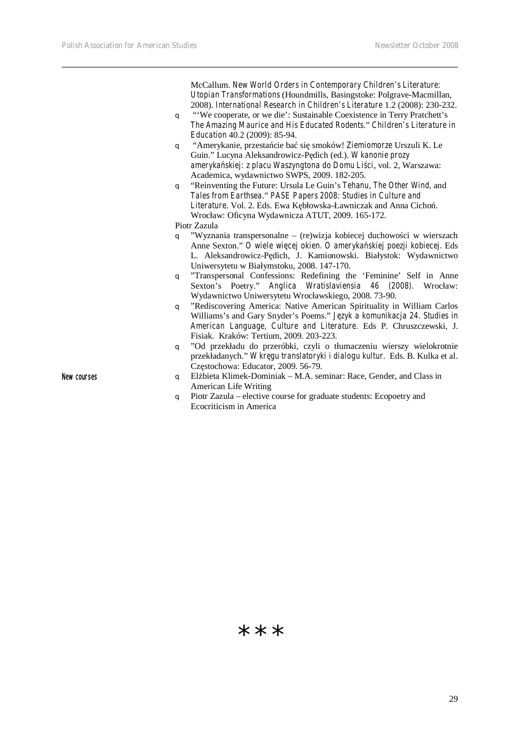McCallum. *New World Orders in Contemporary Children's Literature: Utopian Transformations* (Houndmills, Basingstoke: Polgrave-Macmillan, 2008). *International Research in Children's Literature* 1.2 (2008): 230-232.

- "'We cooperate, or we die': Sustainable Coexistence in Terry Pratchett's *The Amazing Maurice and His Educated Rodents*." *Children's Literature in Education* 40.2 (2009): 85-94.
- "Amerykanie, przestańcie bać się smoków! *Ziemiomorze* Urszuli K. Le Guin." Lucyna Aleksandrowicz-Pędich (ed.). *W kanonie prozy amerykańskiej: z placu Waszyngtona do Domu Liści*, vol. 2, Warszawa: Academica, wydawnictwo SWPS, 2009. 182-205.
- "Reinventing the Future: Ursula Le Guin's *Tehanu*, *The Other Wind*, and *Tales from Earthsea*." *PASE Papers 2008: Studies in Culture and Literature*. Vol. 2. Eds. Ewa Kębłowska-Ławniczak and Anna Cichoń. Wrocław: Oficyna Wydawnicza ATUT, 2009. 165-172.

Piotr Zazula

- "Wyznania transpersonalne – (re)wizja kobiecej duchowości w wierszach Anne Sexton." *O wiele więcej okien. O amerykańskiej poezji kobiecej*. Eds L. Aleksandrowicz-Pędich, J. Kamionowski. Białystok: Wydawnictwo Uniwersytetu w Białymstoku, 2008. 147-170.
- "Transpersonal Confessions: Redefining the 'Feminine' Self in Anne Sexton's Poetry." *Anglica Wratislaviensia 46 (2008)*. Wrocław: Wydawnictwo Uniwersytetu Wrocławskiego, 2008. 73-90.
- "Rediscovering America: Native American Spirituality in William Carlos Williams's and Gary Snyder's Poems." *Język a komunikacja 24. Studies in American Language, Culture and Literature*. Eds P. Chruszczewski, J. Fisiak. Kraków: Tertium, 2009. 203-223.
- "Od przekładu do przeróbki, czyli o tłumaczeniu wierszy wielokrotnie przekładanych." *W kręgu translatoryki i dialogu kultur*. Eds. B. Kulka et al. Częstochowa: Educator, 2009. 56-79.

**New courses**

- Elżbieta Klimek-Dominiak – M.A. seminar: Race, Gender, and Class in American Life Writing
- Piotr Zazula – elective course for graduate students: Ecopoetry and Ecocriticism in America

***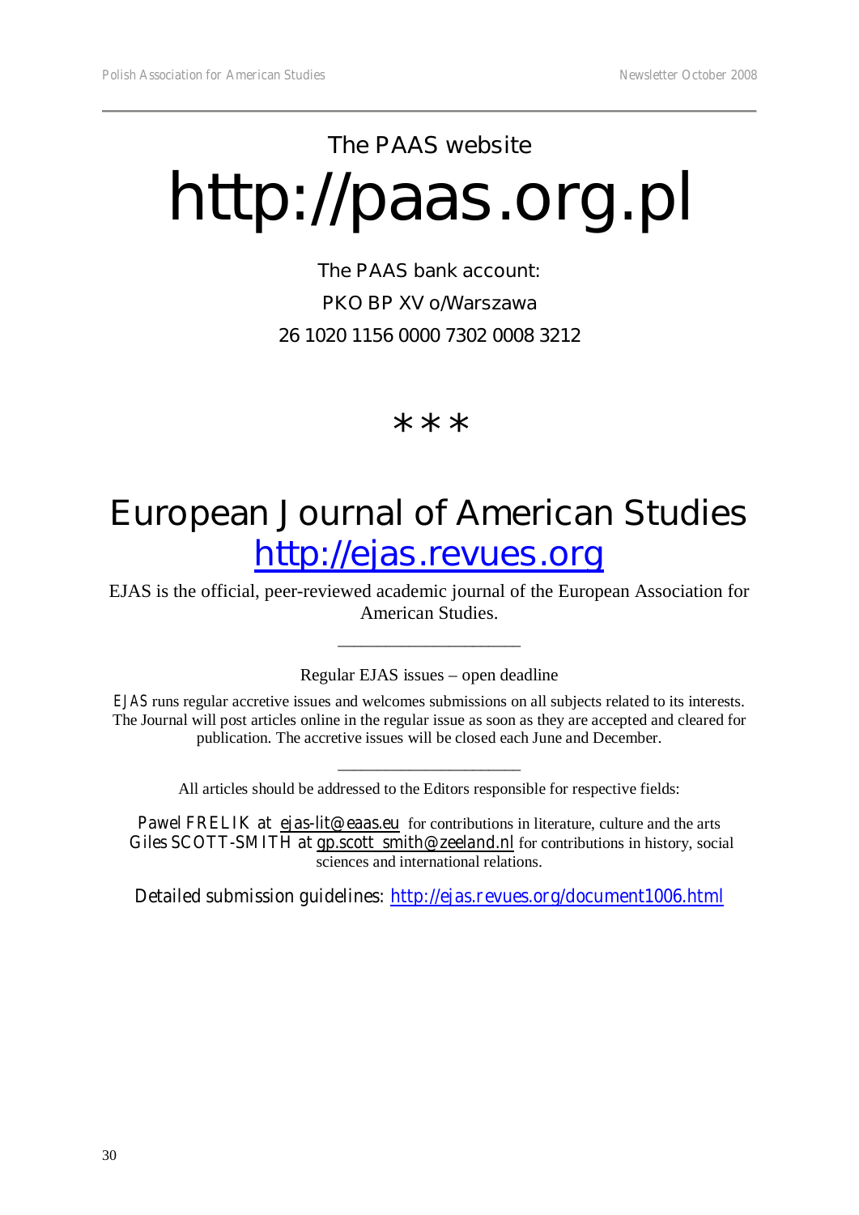## The PAAS website

# http://paas.org.pl

The PAAS bank account:

PKO BP XV o/Warszawa

26 1020 1156 0000 7302 0008 3212

\*\*\*

# European Journal of American Studies

## http://ejas.revues.org

EJAS is the official, peer-reviewed academic journal of the European Association for American Studies.

---

Regular EJAS issues – open deadline

*EJAS* runs regular accretive issues and welcomes submissions on all subjects related to its interests. The Journal will post articles online in the regular issue as soon as they are accepted and cleared for publication. The accretive issues will be closed each June and December.

---

All articles should be addressed to the Editors responsible for respective fields:

Pawel FRELIK at ejas-lit@eaas.eu for contributions in literature, culture and the arts
Giles SCOTT-SMITH at gp.scott_smith@zeeland.nl for contributions in history, social sciences and international relations.

Detailed submission guidelines: http://ejas.revues.org/document1006.html